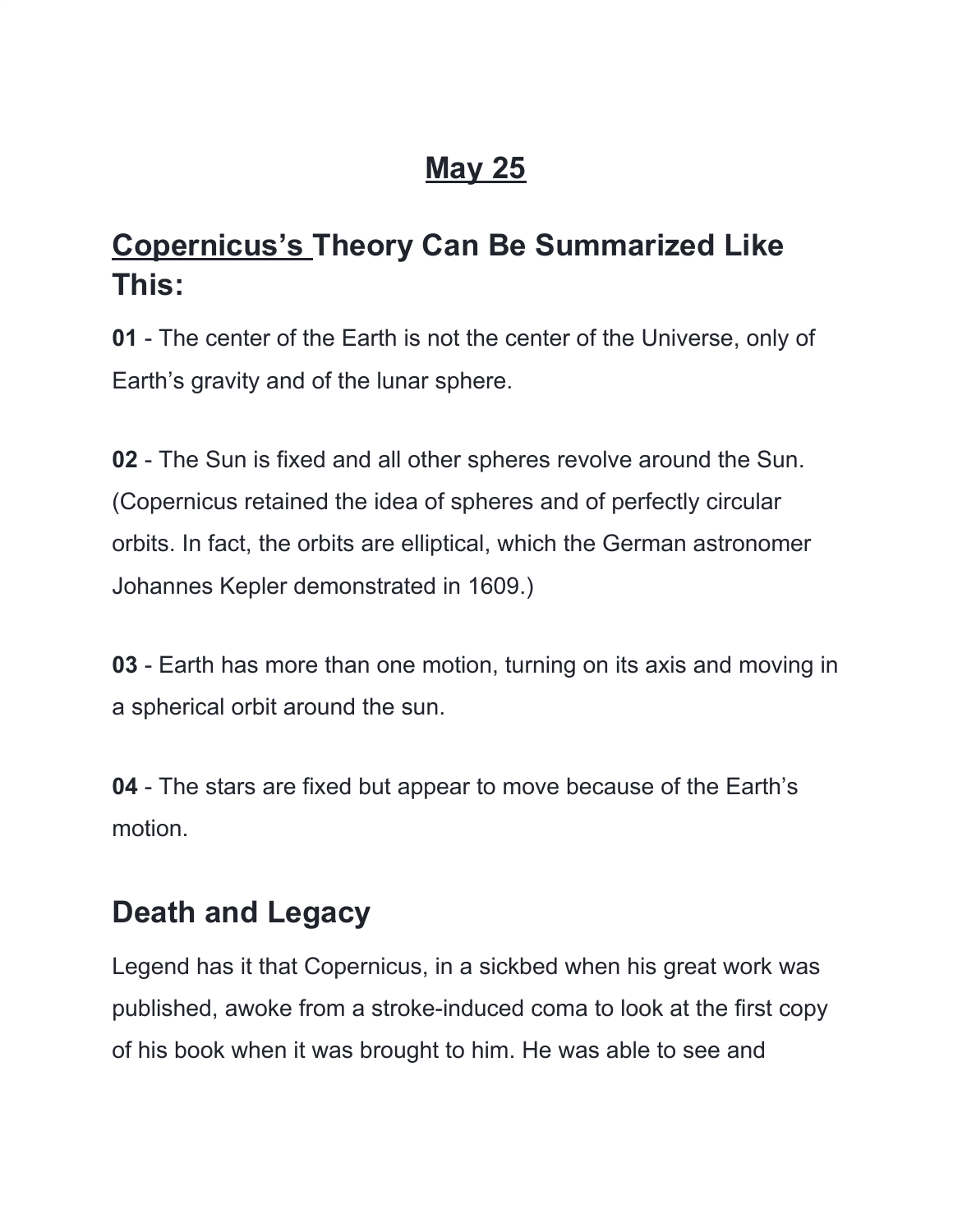# May 25

## Copernicus's Theory Can Be Summarized Like This:

**01** - The center of the Earth is not the center of the Universe, only of Earth's gravity and of the lunar sphere.

**02** - The Sun is fixed and all other spheres revolve around the Sun. (Copernicus retained the idea of spheres and of perfectly circular orbits. In fact, the orbits are elliptical, which the German astronomer Johannes Kepler demonstrated in 1609.)

**03** - Earth has more than one motion, turning on its axis and moving in a spherical orbit around the sun.

**04** - The stars are fixed but appear to move because of the Earth's motion.

## Death and Legacy

Legend has it that Copernicus, in a sickbed when his great work was published, awoke from a stroke-induced coma to look at the first copy of his book when it was brought to him. He was able to see and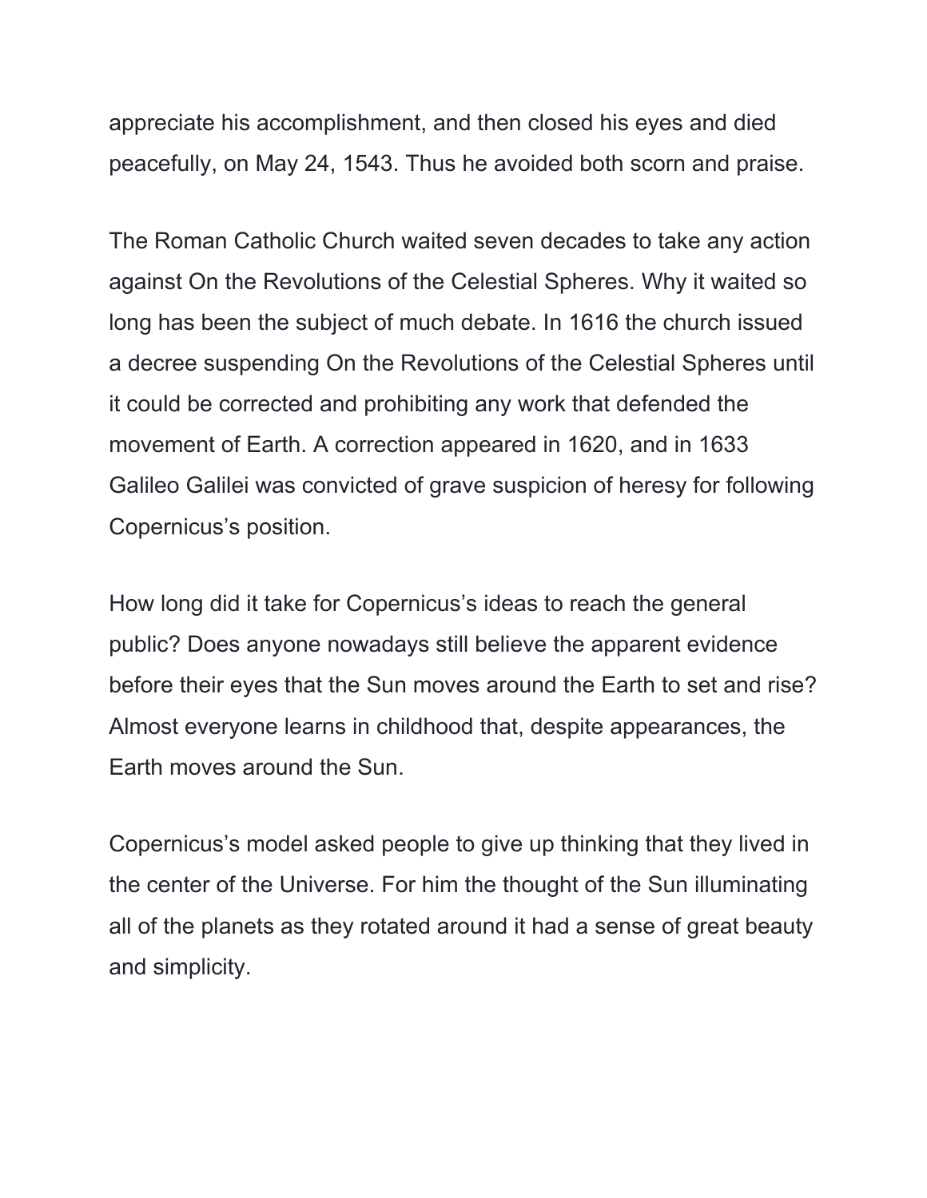appreciate his accomplishment, and then closed his eyes and died peacefully, on May 24, 1543. Thus he avoided both scorn and praise.

The Roman Catholic Church waited seven decades to take any action against On the Revolutions of the Celestial Spheres. Why it waited so long has been the subject of much debate. In 1616 the church issued a decree suspending On the Revolutions of the Celestial Spheres until it could be corrected and prohibiting any work that defended the movement of Earth. A correction appeared in 1620, and in 1633 Galileo Galilei was convicted of grave suspicion of heresy for following Copernicus's position.

How long did it take for Copernicus's ideas to reach the general public? Does anyone nowadays still believe the apparent evidence before their eyes that the Sun moves around the Earth to set and rise? Almost everyone learns in childhood that, despite appearances, the Earth moves around the Sun.

Copernicus's model asked people to give up thinking that they lived in the center of the Universe. For him the thought of the Sun illuminating all of the planets as they rotated around it had a sense of great beauty and simplicity.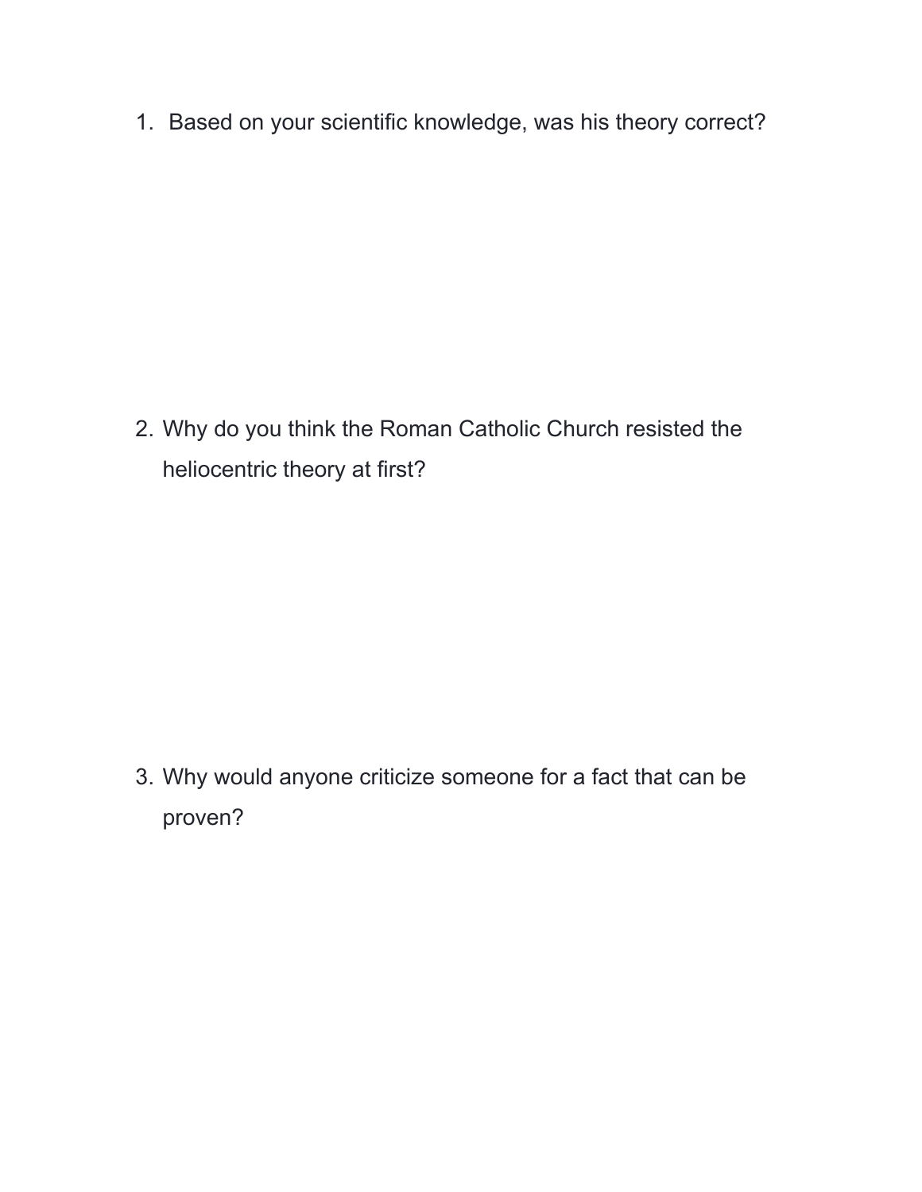1. Based on your scientific knowledge, was his theory correct?

2. Why do you think the Roman Catholic Church resisted the heliocentric theory at first?

3. Why would anyone criticize someone for a fact that can be proven?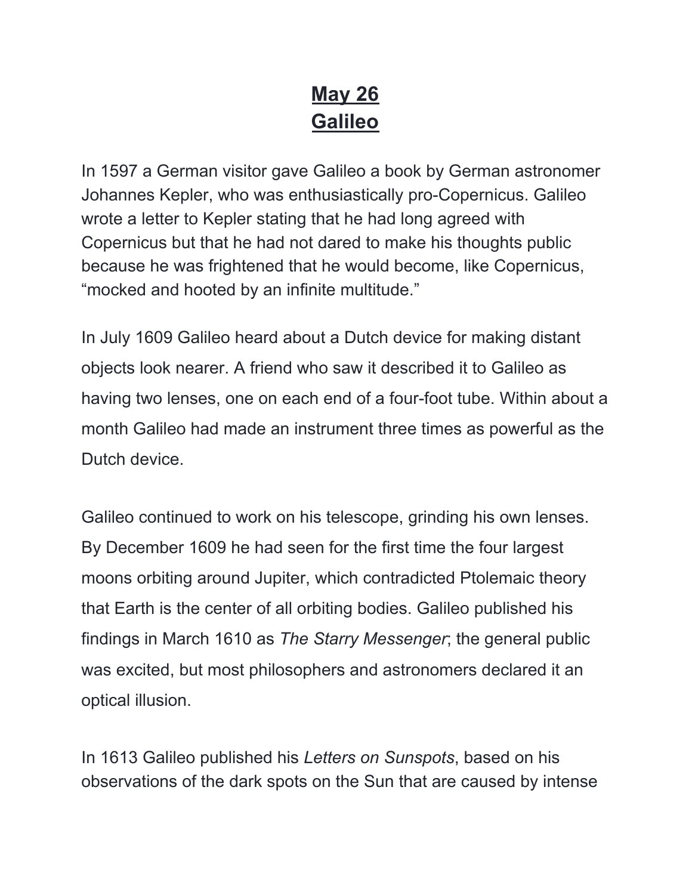# May 26
# Galileo

In 1597 a German visitor gave Galileo a book by German astronomer Johannes Kepler, who was enthusiastically pro-Copernicus. Galileo wrote a letter to Kepler stating that he had long agreed with Copernicus but that he had not dared to make his thoughts public because he was frightened that he would become, like Copernicus, “mocked and hooted by an infinite multitude.”

In July 1609 Galileo heard about a Dutch device for making distant objects look nearer. A friend who saw it described it to Galileo as having two lenses, one on each end of a four-foot tube. Within about a month Galileo had made an instrument three times as powerful as the Dutch device.

Galileo continued to work on his telescope, grinding his own lenses. By December 1609 he had seen for the first time the four largest moons orbiting around Jupiter, which contradicted Ptolemaic theory that Earth is the center of all orbiting bodies. Galileo published his findings in March 1610 as *The Starry Messenger*; the general public was excited, but most philosophers and astronomers declared it an optical illusion.

In 1613 Galileo published his *Letters on Sunspots*, based on his observations of the dark spots on the Sun that are caused by intense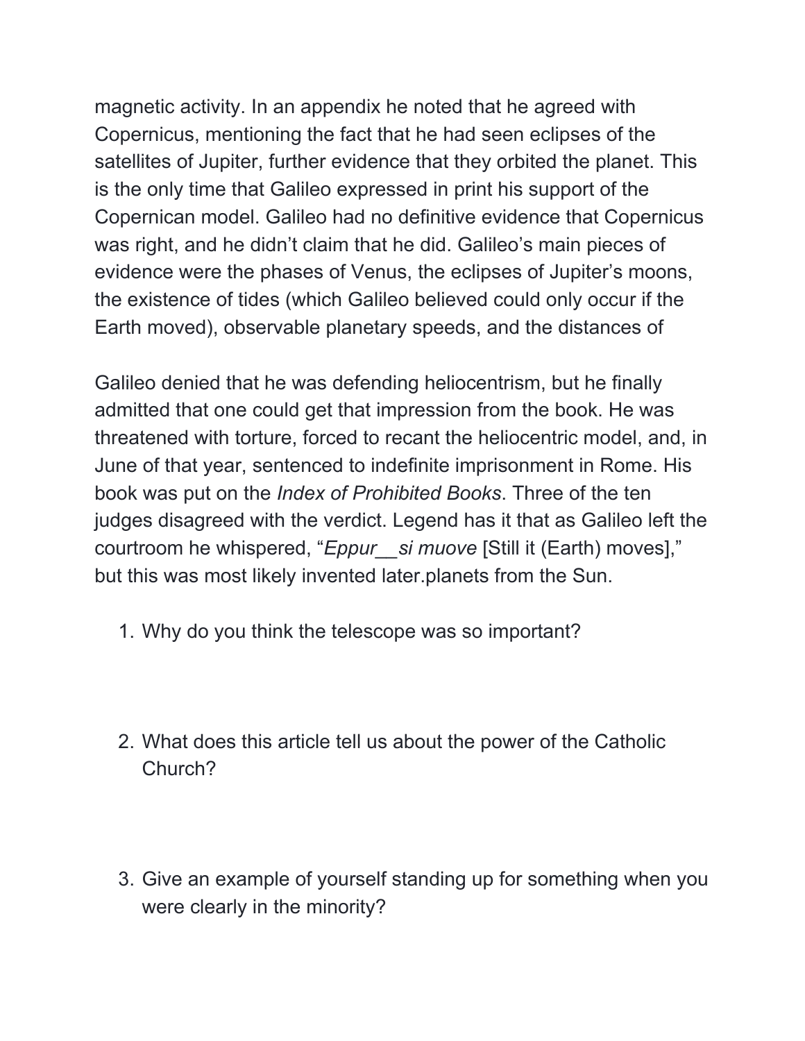magnetic activity. In an appendix he noted that he agreed with Copernicus, mentioning the fact that he had seen eclipses of the satellites of Jupiter, further evidence that they orbited the planet. This is the only time that Galileo expressed in print his support of the Copernican model. Galileo had no definitive evidence that Copernicus was right, and he didn't claim that he did. Galileo's main pieces of evidence were the phases of Venus, the eclipses of Jupiter's moons, the existence of tides (which Galileo believed could only occur if the Earth moved), observable planetary speeds, and the distances of

Galileo denied that he was defending heliocentrism, but he finally admitted that one could get that impression from the book. He was threatened with torture, forced to recant the heliocentric model, and, in June of that year, sentenced to indefinite imprisonment in Rome. His book was put on the *Index of Prohibited Books*. Three of the ten judges disagreed with the verdict. Legend has it that as Galileo left the courtroom he whispered, "*Eppur__si muove* [Still it (Earth) moves]," but this was most likely invented later.planets from the Sun.

1. Why do you think the telescope was so important?

2. What does this article tell us about the power of the Catholic Church?

3. Give an example of yourself standing up for something when you were clearly in the minority?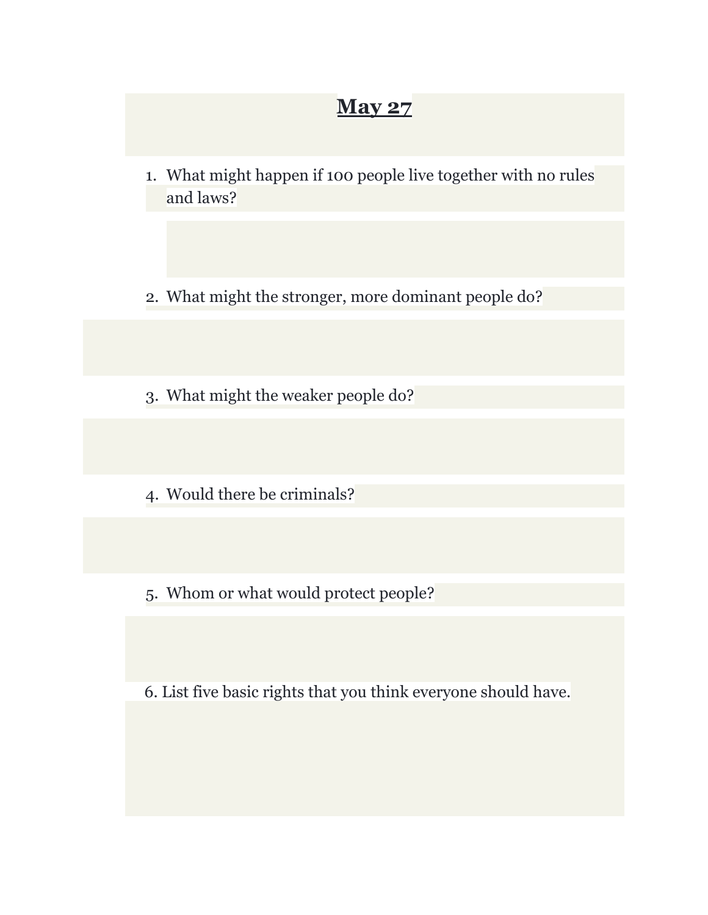# May 27

1. What might happen if 100 people live together with no rules and laws?

2. What might the stronger, more dominant people do?

3. What might the weaker people do?

4. Would there be criminals?

5. Whom or what would protect people?

6. List five basic rights that you think everyone should have.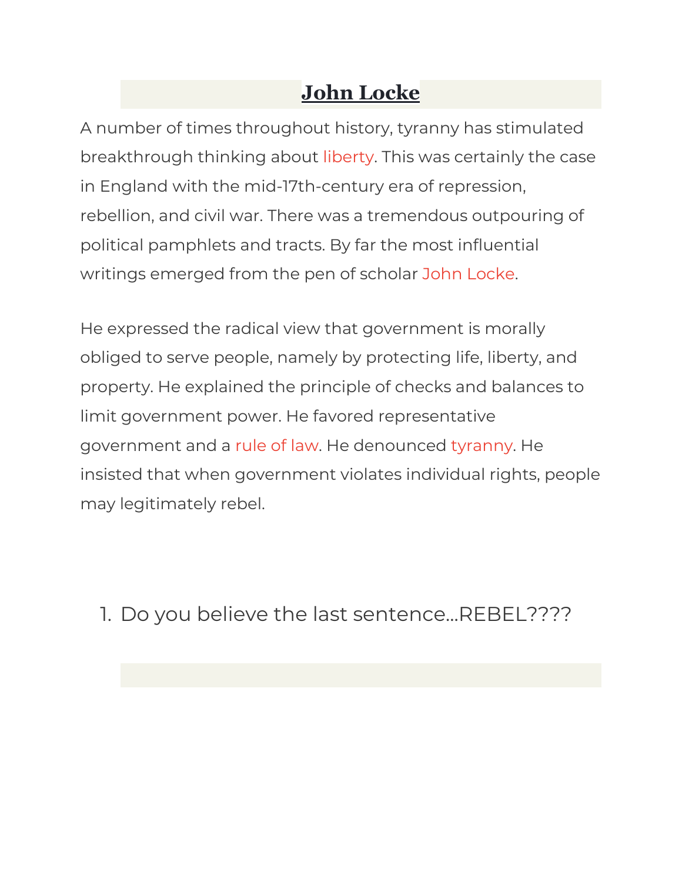# **John Locke**

A number of times throughout history, tyranny has stimulated breakthrough thinking about liberty. This was certainly the case in England with the mid-17th-century era of repression, rebellion, and civil war. There was a tremendous outpouring of political pamphlets and tracts. By far the most influential writings emerged from the pen of scholar John Locke.

He expressed the radical view that government is morally obliged to serve people, namely by protecting life, liberty, and property. He explained the principle of checks and balances to limit government power. He favored representative government and a rule of law. He denounced tyranny. He insisted that when government violates individual rights, people may legitimately rebel.

1. Do you believe the last sentence...REBEL????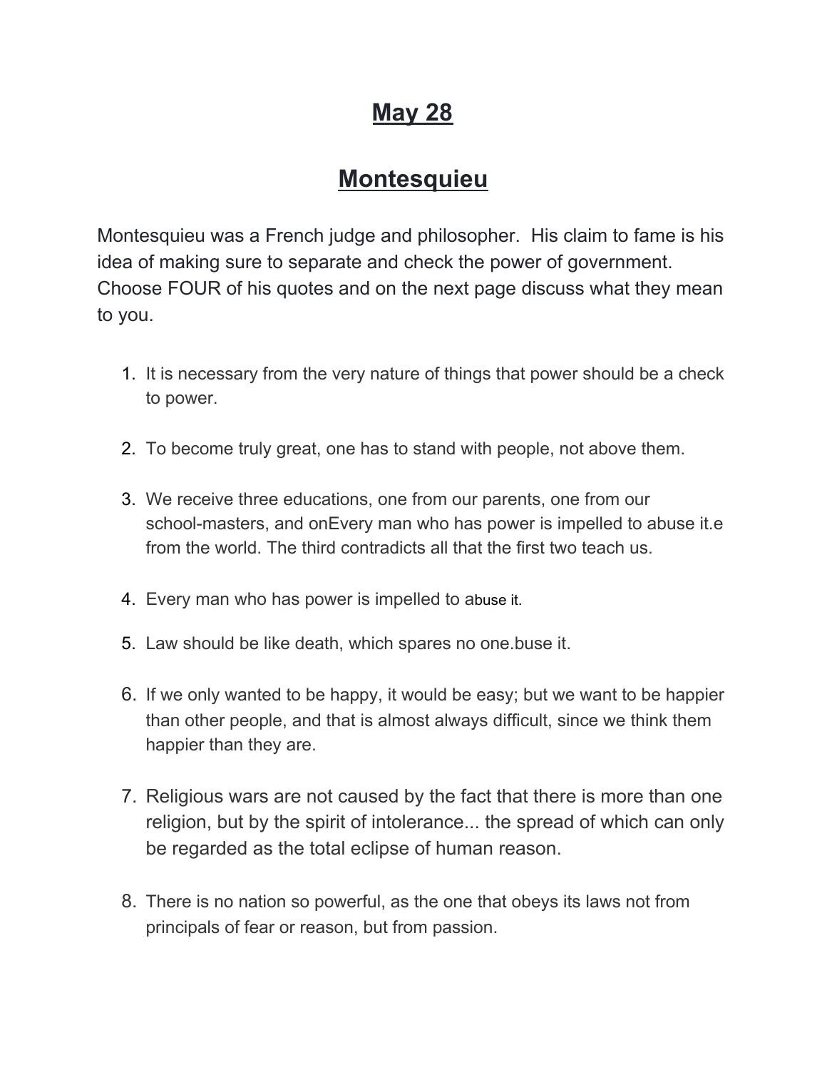# May 28

# Montesquieu

Montesquieu was a French judge and philosopher. His claim to fame is his idea of making sure to separate and check the power of government. Choose FOUR of his quotes and on the next page discuss what they mean to you.

1. It is necessary from the very nature of things that power should be a check to power.
2. To become truly great, one has to stand with people, not above them.
3. We receive three educations, one from our parents, one from our school-masters, and onEvery man who has power is impelled to abuse it.e from the world. The third contradicts all that the first two teach us.
4. Every man who has power is impelled to abuse it.
5. Law should be like death, which spares no one.buse it.
6. If we only wanted to be happy, it would be easy; but we want to be happier than other people, and that is almost always difficult, since we think them happier than they are.
7. Religious wars are not caused by the fact that there is more than one religion, but by the spirit of intolerance... the spread of which can only be regarded as the total eclipse of human reason.
8. There is no nation so powerful, as the one that obeys its laws not from principals of fear or reason, but from passion.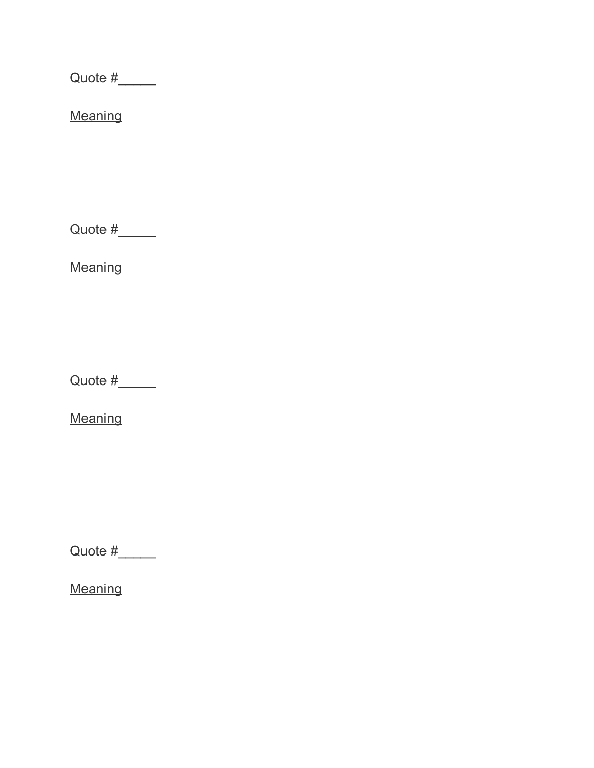Quote #_____

<u>Meaning</u>

Quote #_____

<u>Meaning</u>

Quote #_____

<u>Meaning</u>

Quote #_____

<u>Meaning</u>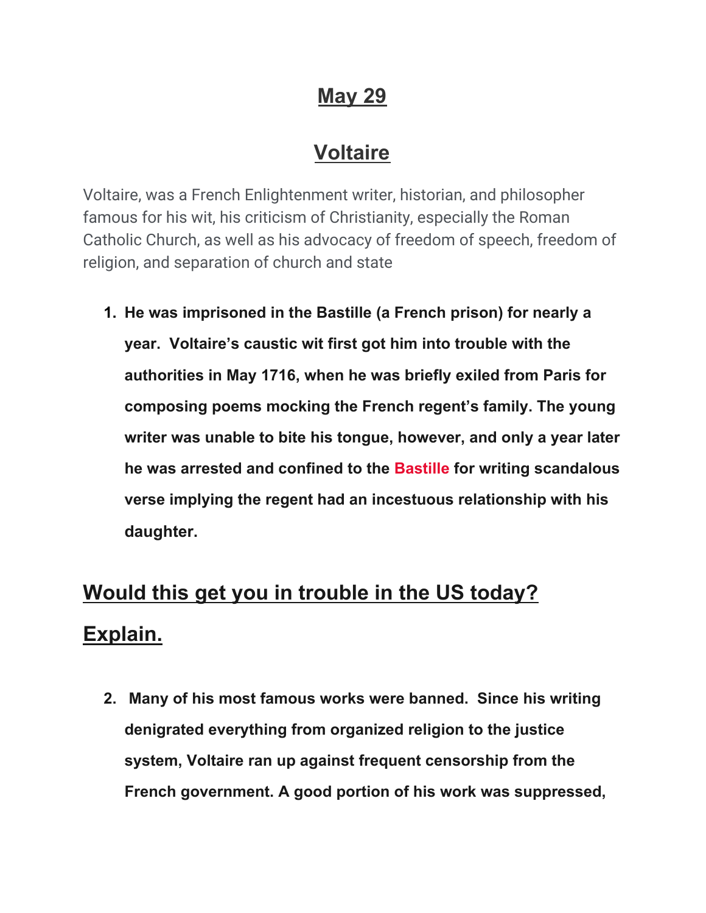# May 29

## Voltaire

Voltaire, was a French Enlightenment writer, historian, and philosopher famous for his wit, his criticism of Christianity, especially the Roman Catholic Church, as well as his advocacy of freedom of speech, freedom of religion, and separation of church and state

1. **He was imprisoned in the Bastille (a French prison) for nearly a year. Voltaire's caustic wit first got him into trouble with the authorities in May 1716, when he was briefly exiled from Paris for composing poems mocking the French regent's family. The young writer was unable to bite his tongue, however, and only a year later he was arrested and confined to the Bastille for writing scandalous verse implying the regent had an incestuous relationship with his daughter.**

## Would this get you in trouble in the US today? Explain.

2. **Many of his most famous works were banned. Since his writing denigrated everything from organized religion to the justice system, Voltaire ran up against frequent censorship from the French government. A good portion of his work was suppressed,**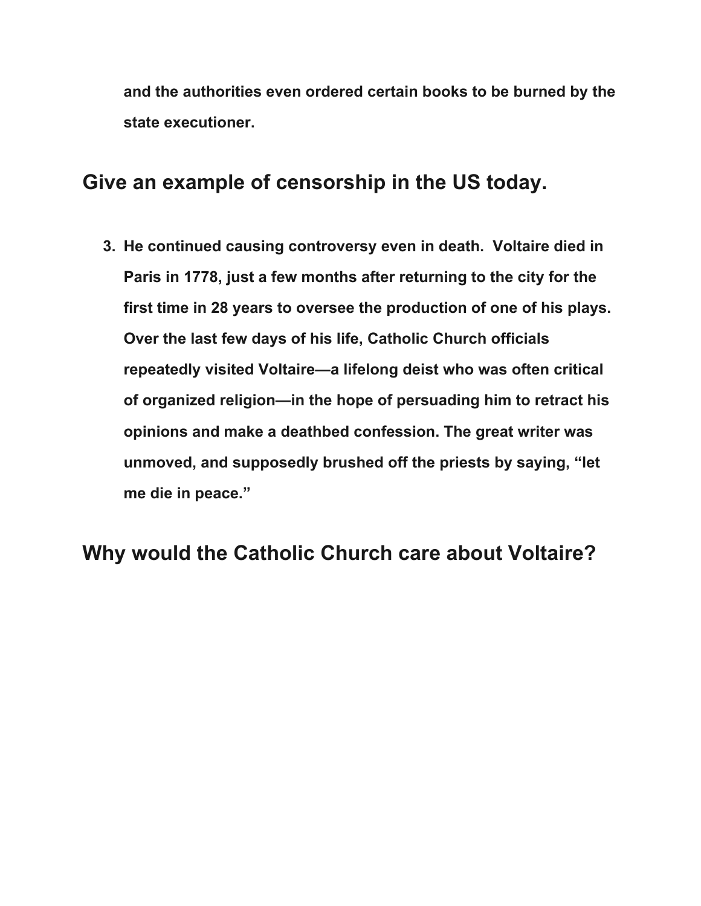**and the authorities even ordered certain books to be burned by the state executioner.**

## Give an example of censorship in the US today.

3. **He continued causing controversy even in death. Voltaire died in Paris in 1778, just a few months after returning to the city for the first time in 28 years to oversee the production of one of his plays. Over the last few days of his life, Catholic Church officials repeatedly visited Voltaire—a lifelong deist who was often critical of organized religion—in the hope of persuading him to retract his opinions and make a deathbed confession. The great writer was unmoved, and supposedly brushed off the priests by saying, "let me die in peace."**

## Why would the Catholic Church care about Voltaire?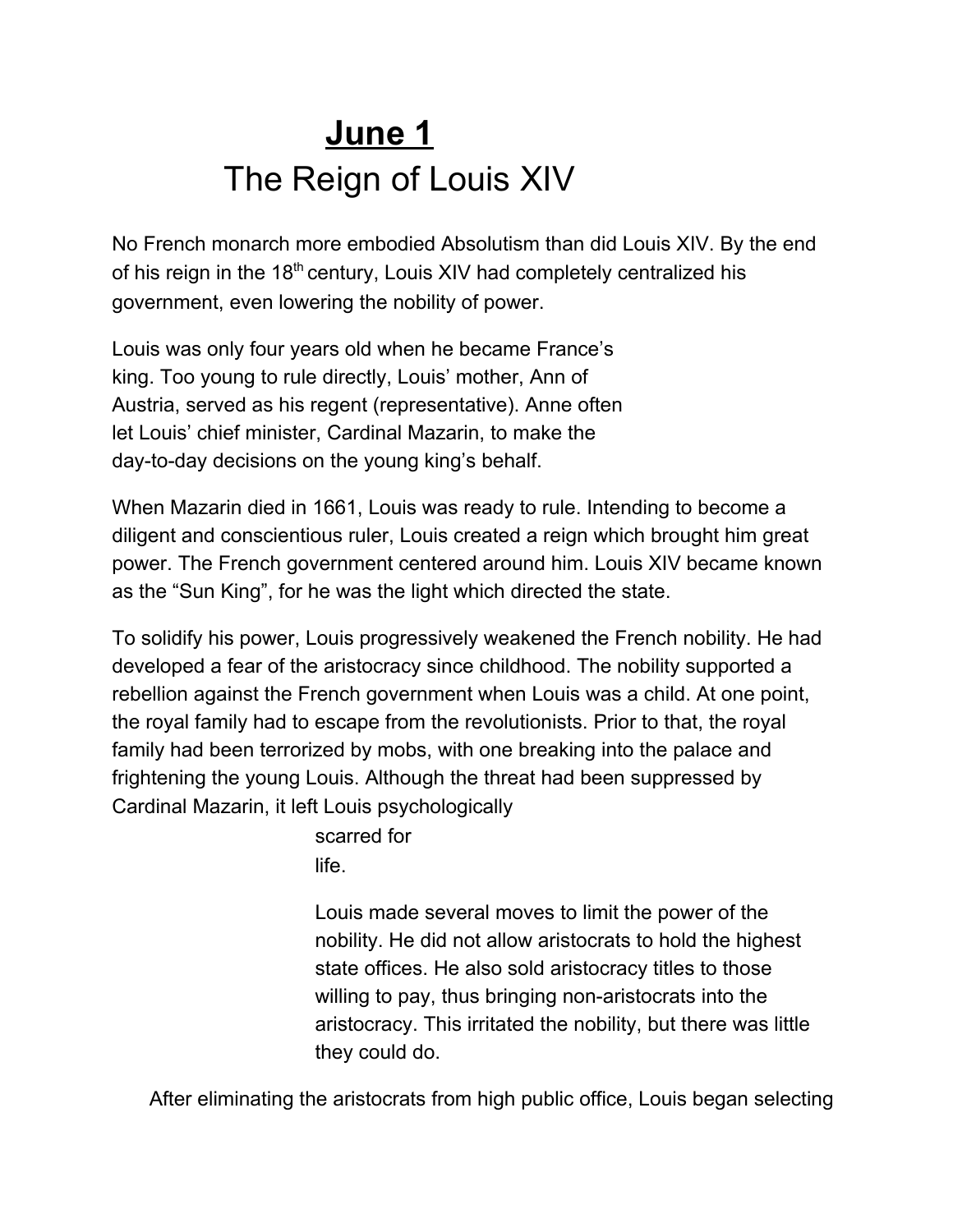# June 1

## The Reign of Louis XIV

No French monarch more embodied Absolutism than did Louis XIV. By the end of his reign in the 18th century, Louis XIV had completely centralized his government, even lowering the nobility of power.

Louis was only four years old when he became France's king. Too young to rule directly, Louis' mother, Ann of Austria, served as his regent (representative). Anne often let Louis' chief minister, Cardinal Mazarin, to make the day-to-day decisions on the young king's behalf.

When Mazarin died in 1661, Louis was ready to rule. Intending to become a diligent and conscientious ruler, Louis created a reign which brought him great power. The French government centered around him. Louis XIV became known as the "Sun King", for he was the light which directed the state.

To solidify his power, Louis progressively weakened the French nobility. He had developed a fear of the aristocracy since childhood. The nobility supported a rebellion against the French government when Louis was a child. At one point, the royal family had to escape from the revolutionists. Prior to that, the royal family had been terrorized by mobs, with one breaking into the palace and frightening the young Louis. Although the threat had been suppressed by Cardinal Mazarin, it left Louis psychologically scarred for life.

Louis made several moves to limit the power of the nobility. He did not allow aristocrats to hold the highest state offices. He also sold aristocracy titles to those willing to pay, thus bringing non-aristocrats into the aristocracy. This irritated the nobility, but there was little they could do.

After eliminating the aristocrats from high public office, Louis began selecting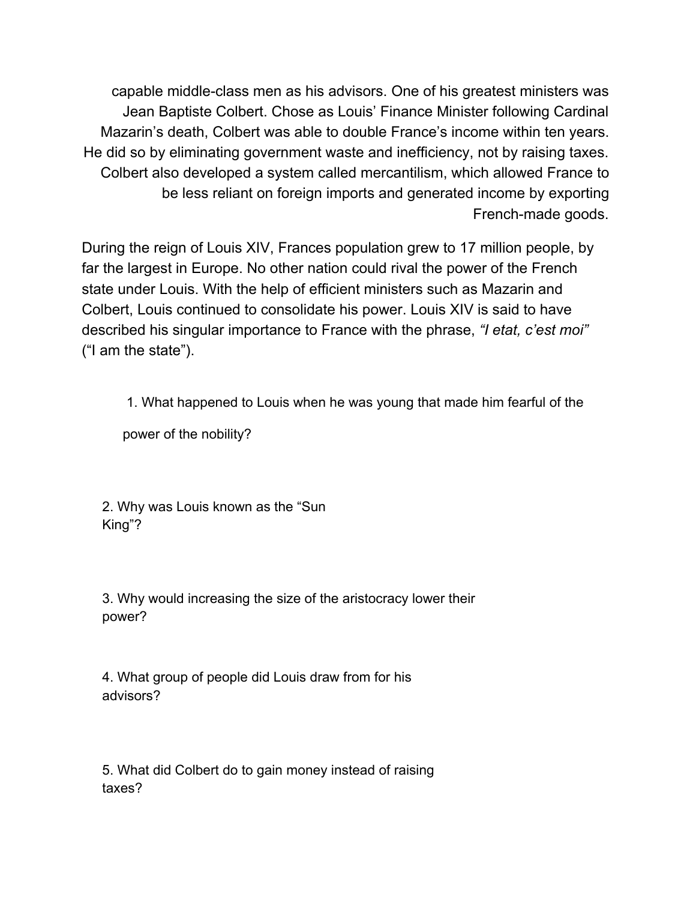capable middle-class men as his advisors. One of his greatest ministers was Jean Baptiste Colbert. Chose as Louis' Finance Minister following Cardinal Mazarin's death, Colbert was able to double France's income within ten years. He did so by eliminating government waste and inefficiency, not by raising taxes. Colbert also developed a system called mercantilism, which allowed France to be less reliant on foreign imports and generated income by exporting French-made goods.

During the reign of Louis XIV, Frances population grew to 17 million people, by far the largest in Europe. No other nation could rival the power of the French state under Louis. With the help of efficient ministers such as Mazarin and Colbert, Louis continued to consolidate his power. Louis XIV is said to have described his singular importance to France with the phrase, *"I etat, c'est moi"* ("I am the state").

1. What happened to Louis when he was young that made him fearful of the power of the nobility?

2. Why was Louis known as the "Sun King"?

3. Why would increasing the size of the aristocracy lower their power?

4. What group of people did Louis draw from for his advisors?

5. What did Colbert do to gain money instead of raising taxes?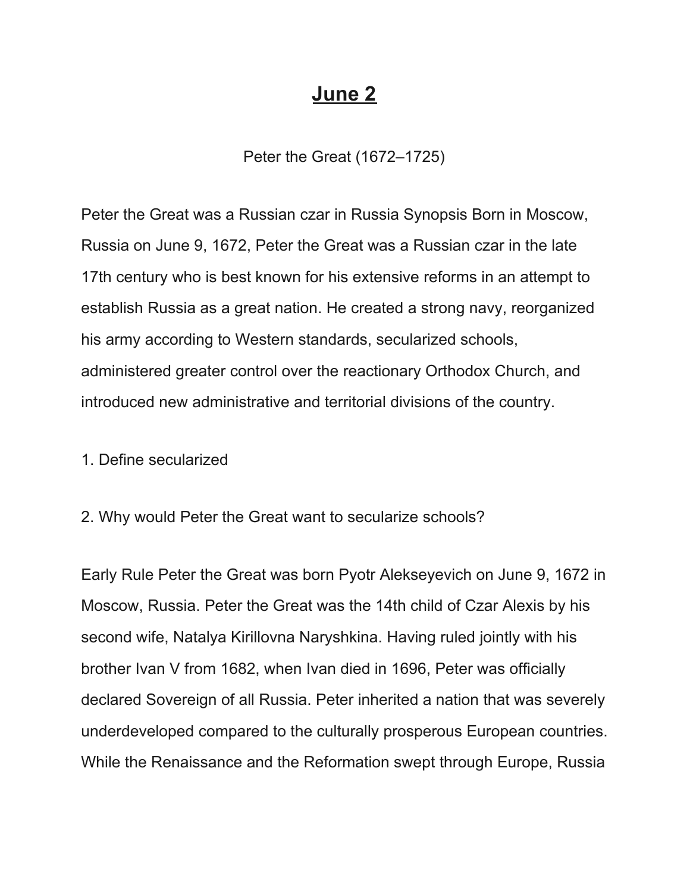# June 2

Peter the Great (1672–1725)

Peter the Great was a Russian czar in Russia Synopsis Born in Moscow, Russia on June 9, 1672, Peter the Great was a Russian czar in the late 17th century who is best known for his extensive reforms in an attempt to establish Russia as a great nation. He created a strong navy, reorganized his army according to Western standards, secularized schools, administered greater control over the reactionary Orthodox Church, and introduced new administrative and territorial divisions of the country.

1. Define secularized

2. Why would Peter the Great want to secularize schools?

Early Rule Peter the Great was born Pyotr Alekseyevich on June 9, 1672 in Moscow, Russia. Peter the Great was the 14th child of Czar Alexis by his second wife, Natalya Kirillovna Naryshkina. Having ruled jointly with his brother Ivan V from 1682, when Ivan died in 1696, Peter was officially declared Sovereign of all Russia. Peter inherited a nation that was severely underdeveloped compared to the culturally prosperous European countries. While the Renaissance and the Reformation swept through Europe, Russia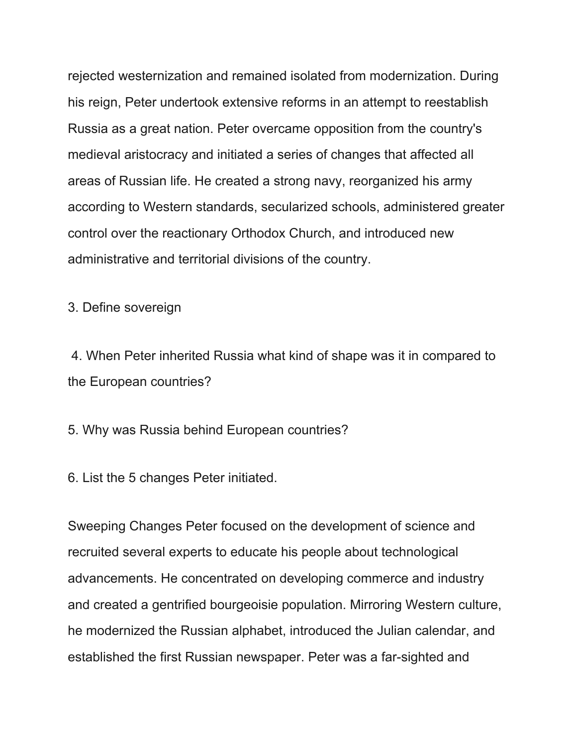rejected westernization and remained isolated from modernization. During his reign, Peter undertook extensive reforms in an attempt to reestablish Russia as a great nation. Peter overcame opposition from the country's medieval aristocracy and initiated a series of changes that affected all areas of Russian life. He created a strong navy, reorganized his army according to Western standards, secularized schools, administered greater control over the reactionary Orthodox Church, and introduced new administrative and territorial divisions of the country.

3. Define sovereign

4. When Peter inherited Russia what kind of shape was it in compared to the European countries?

5. Why was Russia behind European countries?

6. List the 5 changes Peter initiated.

Sweeping Changes Peter focused on the development of science and recruited several experts to educate his people about technological advancements. He concentrated on developing commerce and industry and created a gentrified bourgeoisie population. Mirroring Western culture, he modernized the Russian alphabet, introduced the Julian calendar, and established the first Russian newspaper. Peter was a far-sighted and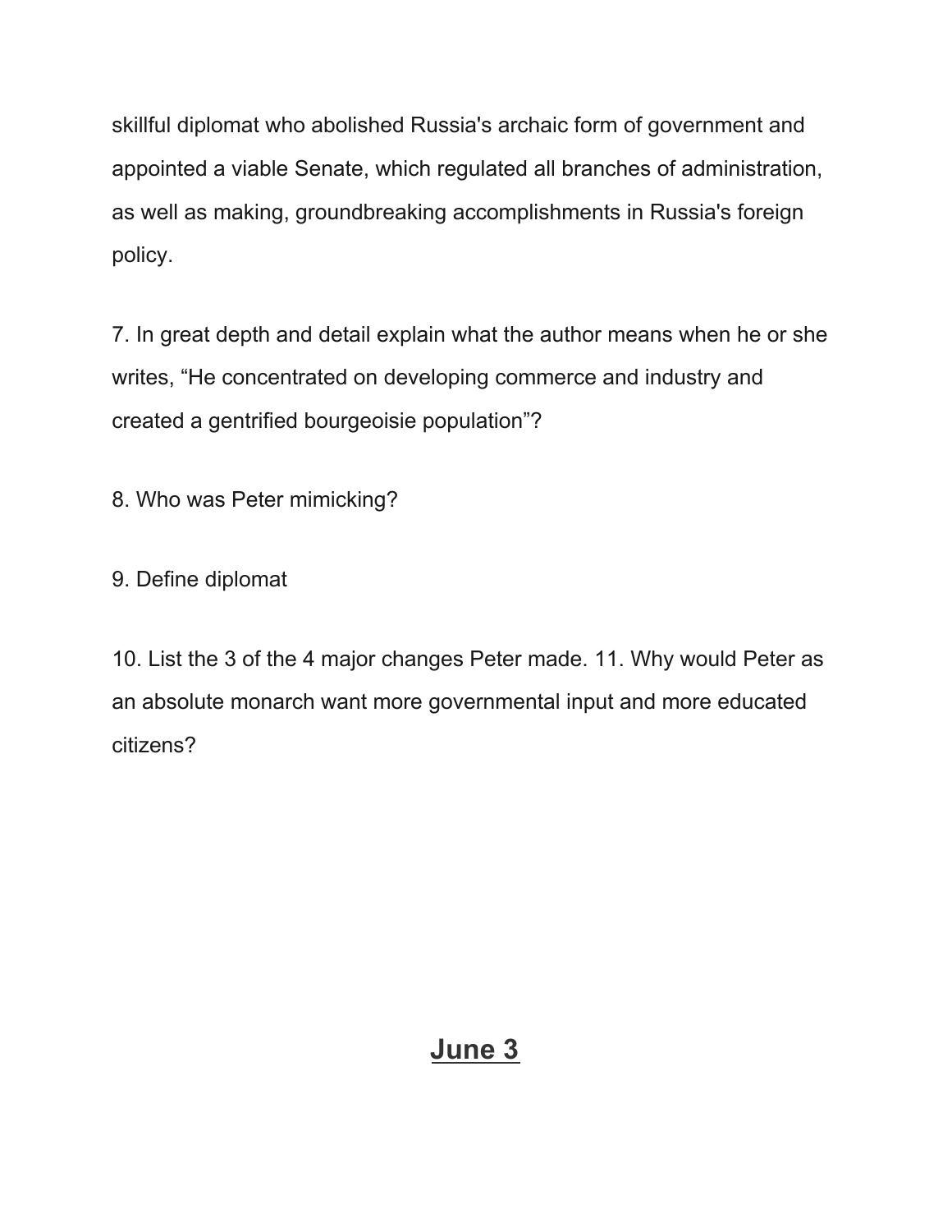skillful diplomat who abolished Russia's archaic form of government and appointed a viable Senate, which regulated all branches of administration, as well as making, groundbreaking accomplishments in Russia's foreign policy.

7. In great depth and detail explain what the author means when he or she writes, “He concentrated on developing commerce and industry and created a gentrified bourgeoisie population”?

8. Who was Peter mimicking?

9. Define diplomat

10. List the 3 of the 4 major changes Peter made. 11. Why would Peter as an absolute monarch want more governmental input and more educated citizens?

## <u>**June 3**</u>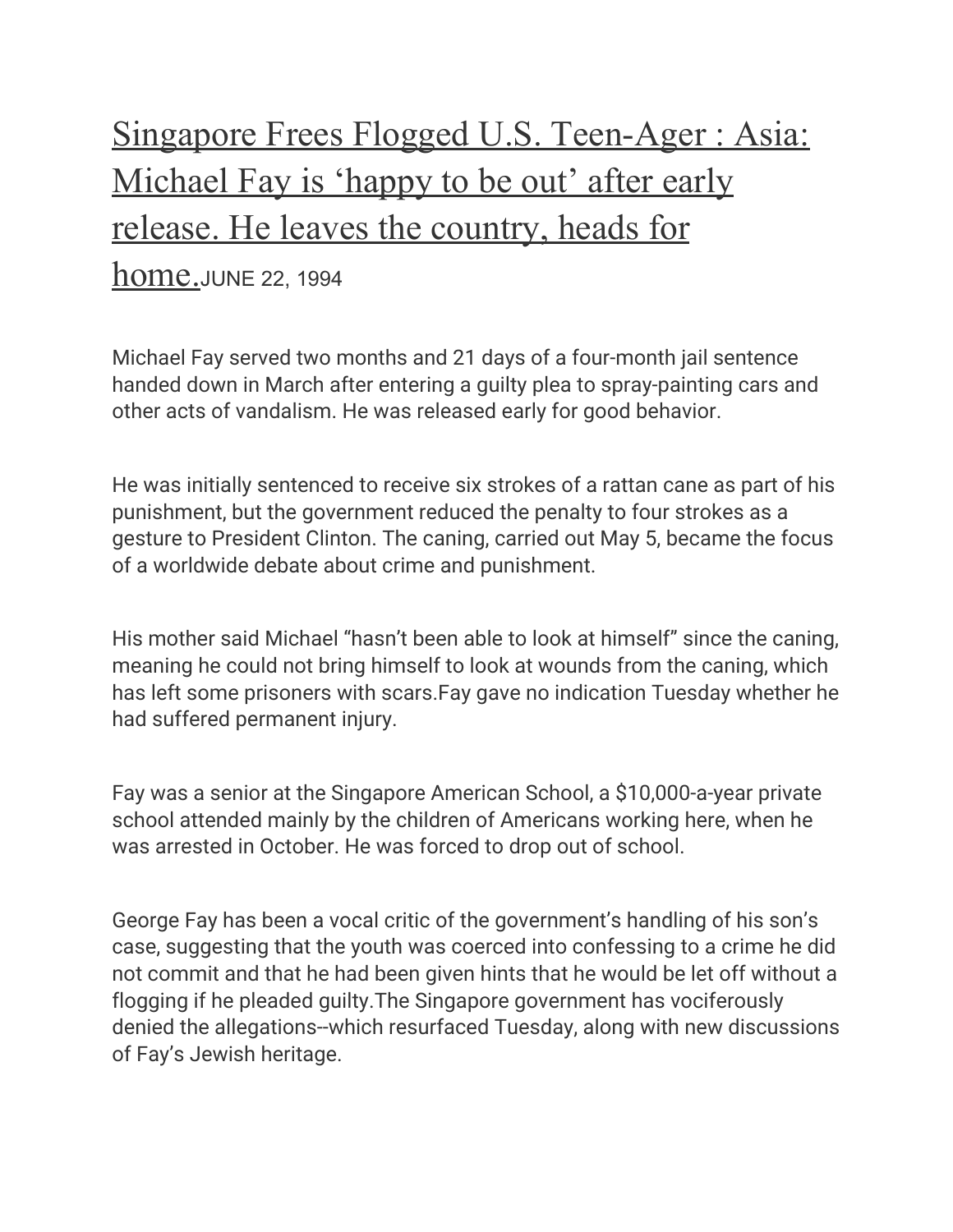# [Singapore Frees Flogged U.S. Teen-Ager : Asia: Michael Fay is ‘happy to be out’ after early release. He leaves the country, heads for home.]() JUNE 22, 1994

Michael Fay served two months and 21 days of a four-month jail sentence handed down in March after entering a guilty plea to spray-painting cars and other acts of vandalism. He was released early for good behavior.

He was initially sentenced to receive six strokes of a rattan cane as part of his punishment, but the government reduced the penalty to four strokes as a gesture to President Clinton. The caning, carried out May 5, became the focus of a worldwide debate about crime and punishment.

His mother said Michael “hasn’t been able to look at himself” since the caning, meaning he could not bring himself to look at wounds from the caning, which has left some prisoners with scars.Fay gave no indication Tuesday whether he had suffered permanent injury.

Fay was a senior at the Singapore American School, a $10,000-a-year private school attended mainly by the children of Americans working here, when he was arrested in October. He was forced to drop out of school.

George Fay has been a vocal critic of the government’s handling of his son’s case, suggesting that the youth was coerced into confessing to a crime he did not commit and that he had been given hints that he would be let off without a flogging if he pleaded guilty.The Singapore government has vociferously denied the allegations--which resurfaced Tuesday, along with new discussions of Fay’s Jewish heritage.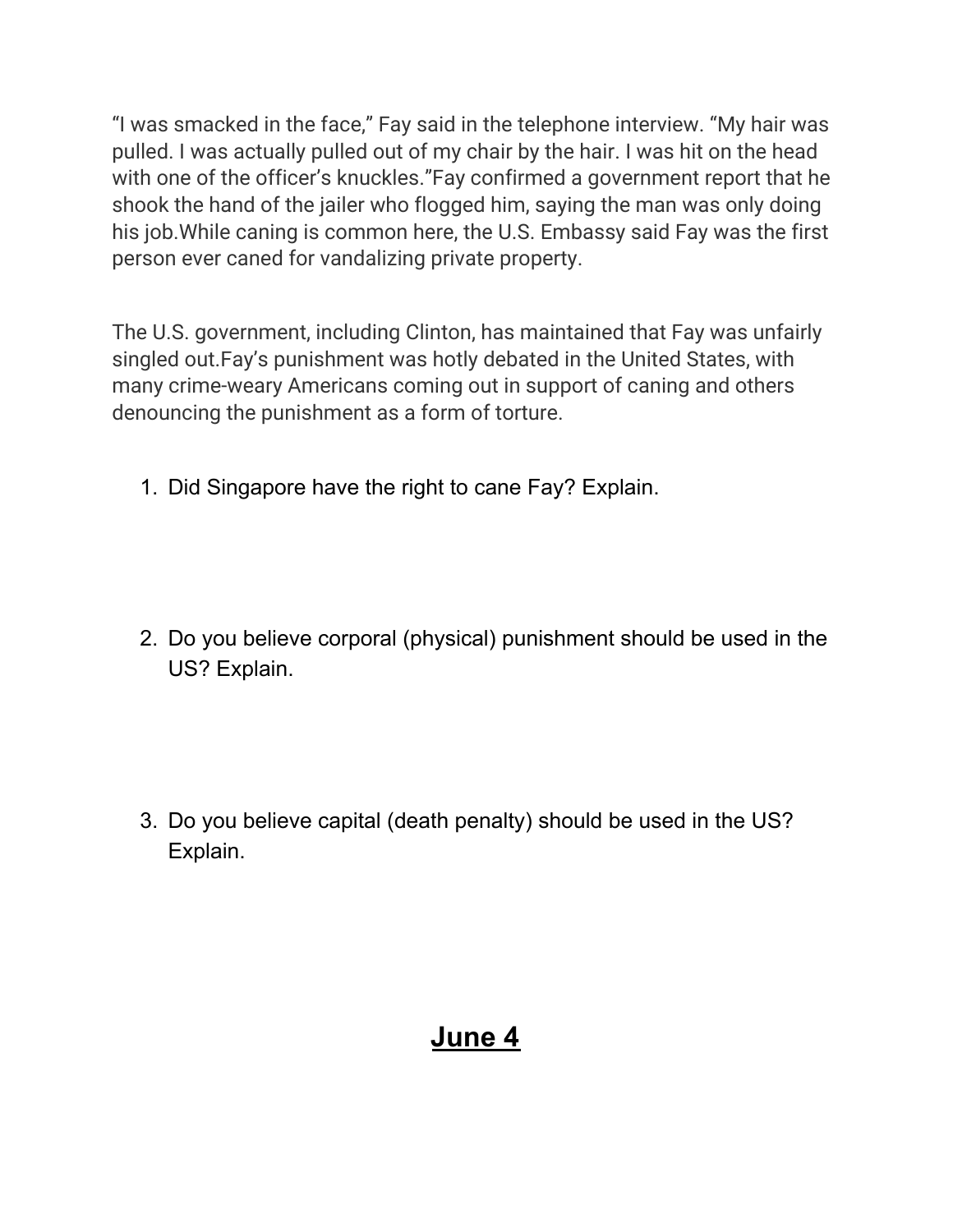"I was smacked in the face," Fay said in the telephone interview. "My hair was pulled. I was actually pulled out of my chair by the hair. I was hit on the head with one of the officer's knuckles."Fay confirmed a government report that he shook the hand of the jailer who flogged him, saying the man was only doing his job.While caning is common here, the U.S. Embassy said Fay was the first person ever caned for vandalizing private property.

The U.S. government, including Clinton, has maintained that Fay was unfairly singled out.Fay's punishment was hotly debated in the United States, with many crime-weary Americans coming out in support of caning and others denouncing the punishment as a form of torture.

1. Did Singapore have the right to cane Fay? Explain.

2. Do you believe corporal (physical) punishment should be used in the US? Explain.

3. Do you believe capital (death penalty) should be used in the US? Explain.

## <u>June 4</u>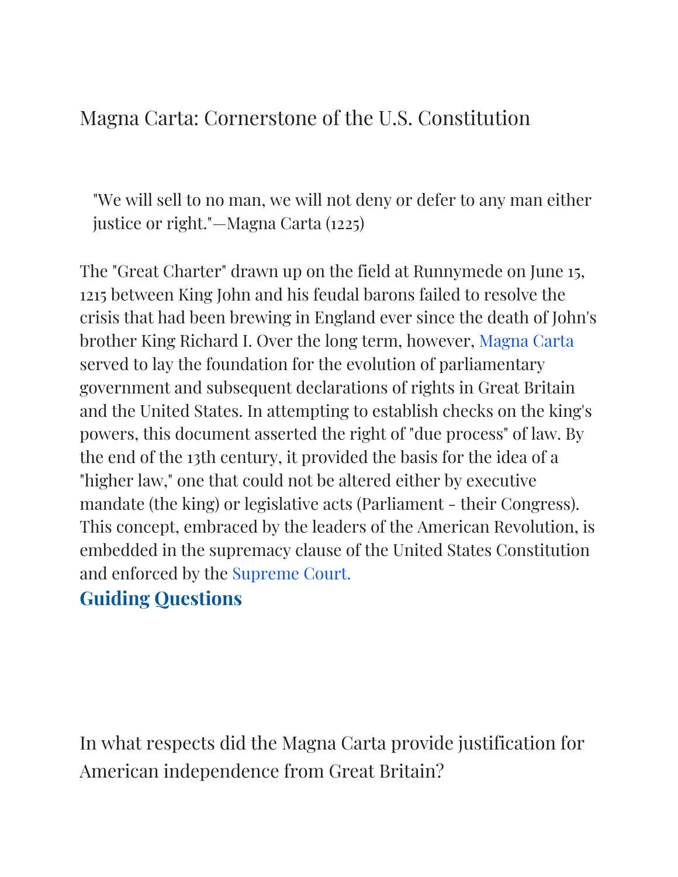# Magna Carta: Cornerstone of the U.S. Constitution

> "We will sell to no man, we will not deny or defer to any man either justice or right."—Magna Carta (1225)

The "Great Charter" drawn up on the field at Runnymede on June 15, 1215 between King John and his feudal barons failed to resolve the crisis that had been brewing in England ever since the death of John's brother King Richard I. Over the long term, however, Magna Carta served to lay the foundation for the evolution of parliamentary government and subsequent declarations of rights in Great Britain and the United States. In attempting to establish checks on the king's powers, this document asserted the right of "due process" of law. By the end of the 13th century, it provided the basis for the idea of a "higher law," one that could not be altered either by executive mandate (the king) or legislative acts (Parliament - their Congress). This concept, embraced by the leaders of the American Revolution, is embedded in the supremacy clause of the United States Constitution and enforced by the Supreme Court.

## Guiding Questions

In what respects did the Magna Carta provide justification for American independence from Great Britain?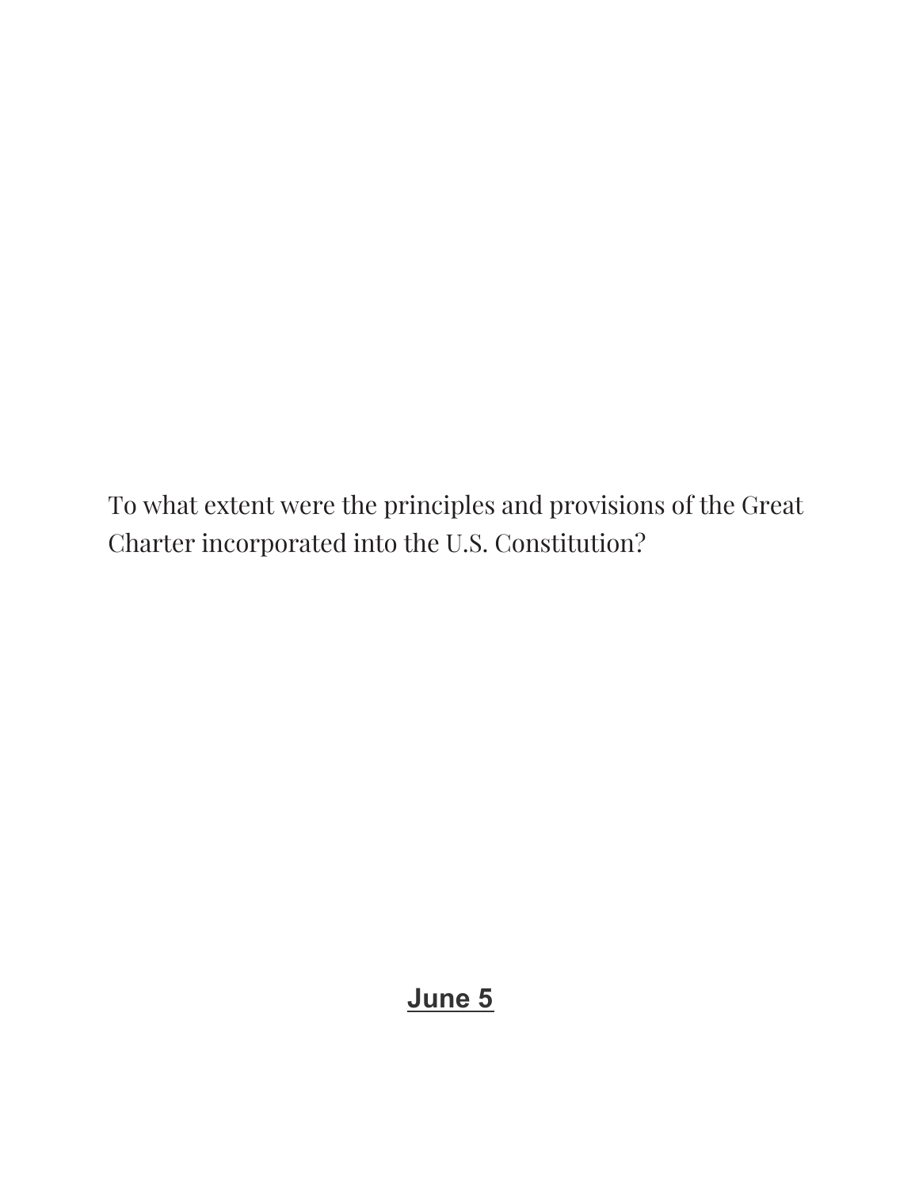To what extent were the principles and provisions of the Great Charter incorporated into the U.S. Constitution?

**June 5**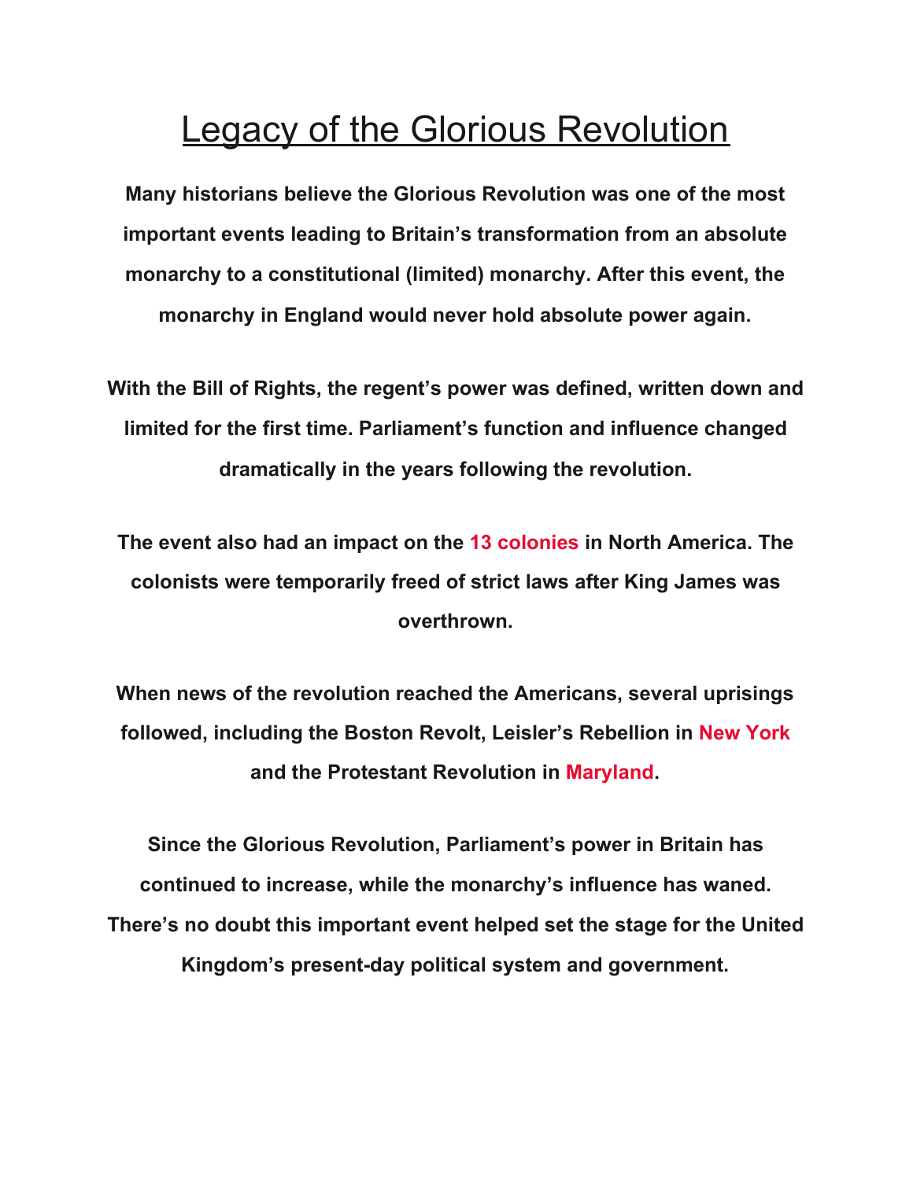# Legacy of the Glorious Revolution

**Many historians believe the Glorious Revolution was one of the most important events leading to Britain's transformation from an absolute monarchy to a constitutional (limited) monarchy. After this event, the monarchy in England would never hold absolute power again.**

**With the Bill of Rights, the regent's power was defined, written down and limited for the first time. Parliament's function and influence changed dramatically in the years following the revolution.**

**The event also had an impact on the 13 colonies in North America. The colonists were temporarily freed of strict laws after King James was overthrown.**

**When news of the revolution reached the Americans, several uprisings followed, including the Boston Revolt, Leisler's Rebellion in New York and the Protestant Revolution in Maryland.**

**Since the Glorious Revolution, Parliament's power in Britain has continued to increase, while the monarchy's influence has waned. There's no doubt this important event helped set the stage for the United Kingdom's present-day political system and government.**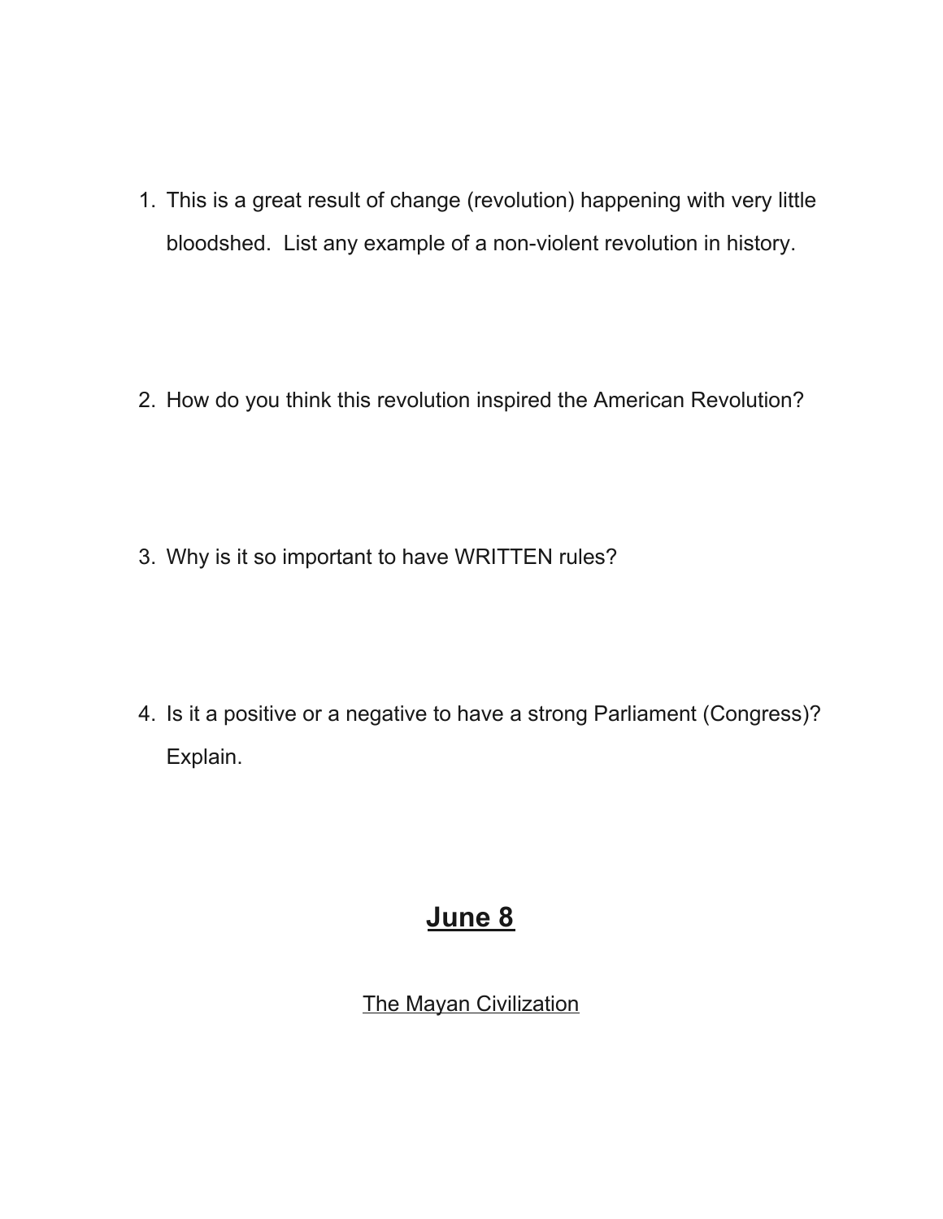1. This is a great result of change (revolution) happening with very little bloodshed. List any example of a non-violent revolution in history.

2. How do you think this revolution inspired the American Revolution?

3. Why is it so important to have WRITTEN rules?

4. Is it a positive or a negative to have a strong Parliament (Congress)? Explain.

## June 8

The Mayan Civilization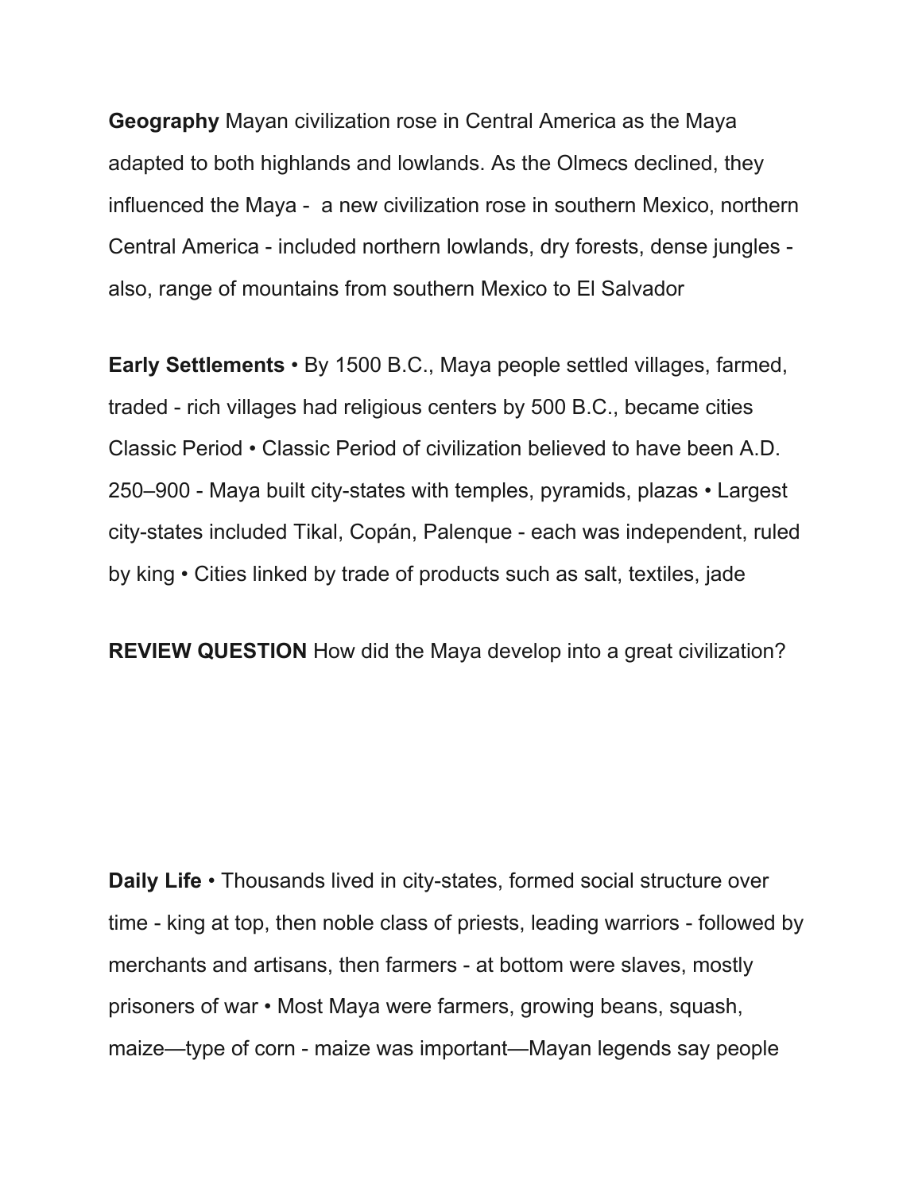**Geography** Mayan civilization rose in Central America as the Maya adapted to both highlands and lowlands. As the Olmecs declined, they influenced the Maya - a new civilization rose in southern Mexico, northern Central America - included northern lowlands, dry forests, dense jungles - also, range of mountains from southern Mexico to El Salvador

**Early Settlements** • By 1500 B.C., Maya people settled villages, farmed, traded - rich villages had religious centers by 500 B.C., became cities Classic Period • Classic Period of civilization believed to have been A.D. 250–900 - Maya built city-states with temples, pyramids, plazas • Largest city-states included Tikal, Copán, Palenque - each was independent, ruled by king • Cities linked by trade of products such as salt, textiles, jade

**REVIEW QUESTION** How did the Maya develop into a great civilization?

**Daily Life** • Thousands lived in city-states, formed social structure over time - king at top, then noble class of priests, leading warriors - followed by merchants and artisans, then farmers - at bottom were slaves, mostly prisoners of war • Most Maya were farmers, growing beans, squash, maize—type of corn - maize was important—Mayan legends say people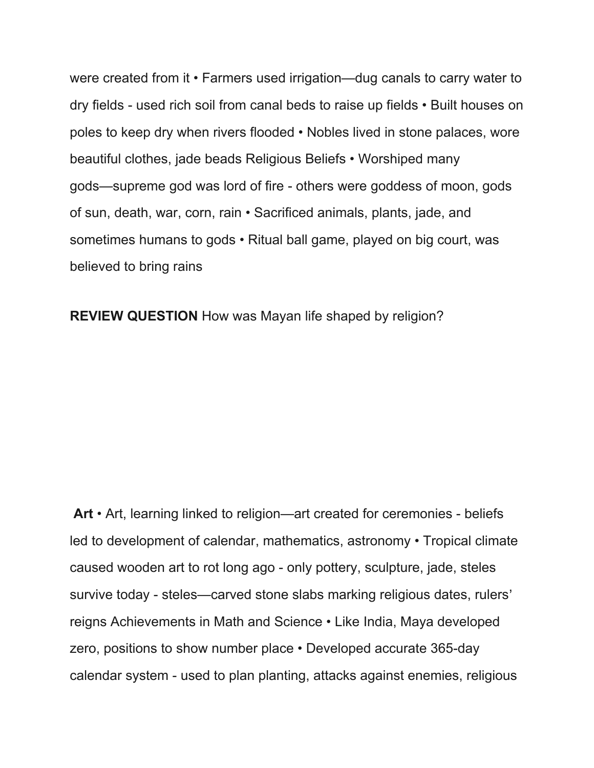were created from it • Farmers used irrigation—dug canals to carry water to dry fields - used rich soil from canal beds to raise up fields • Built houses on poles to keep dry when rivers flooded • Nobles lived in stone palaces, wore beautiful clothes, jade beads Religious Beliefs • Worshiped many gods—supreme god was lord of fire - others were goddess of moon, gods of sun, death, war, corn, rain • Sacrificed animals, plants, jade, and sometimes humans to gods • Ritual ball game, played on big court, was believed to bring rains

**REVIEW QUESTION** How was Mayan life shaped by religion?

**Art** • Art, learning linked to religion—art created for ceremonies - beliefs led to development of calendar, mathematics, astronomy • Tropical climate caused wooden art to rot long ago - only pottery, sculpture, jade, steles survive today - steles—carved stone slabs marking religious dates, rulers' reigns Achievements in Math and Science • Like India, Maya developed zero, positions to show number place • Developed accurate 365-day calendar system - used to plan planting, attacks against enemies, religious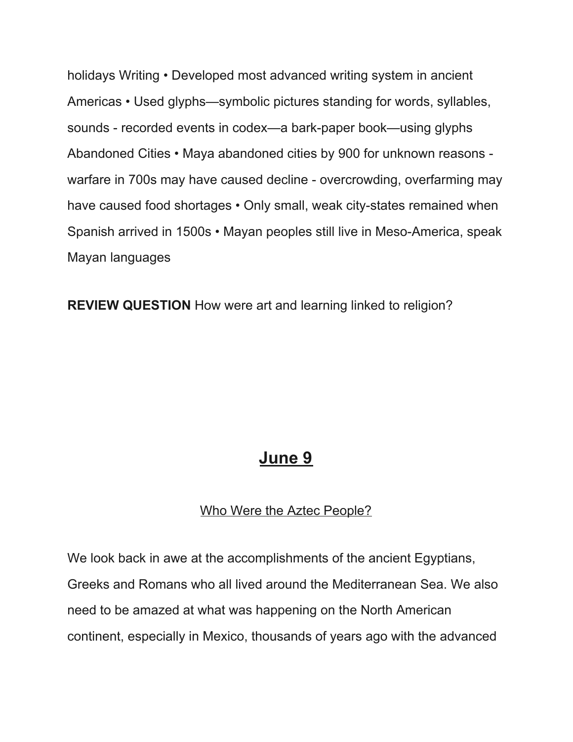holidays Writing • Developed most advanced writing system in ancient Americas • Used glyphs—symbolic pictures standing for words, syllables, sounds - recorded events in codex—a bark-paper book—using glyphs Abandoned Cities • Maya abandoned cities by 900 for unknown reasons - warfare in 700s may have caused decline - overcrowding, overfarming may have caused food shortages • Only small, weak city-states remained when Spanish arrived in 1500s • Mayan peoples still live in Meso-America, speak Mayan languages

**REVIEW QUESTION** How were art and learning linked to religion?

## June 9

Who Were the Aztec People?

We look back in awe at the accomplishments of the ancient Egyptians, Greeks and Romans who all lived around the Mediterranean Sea. We also need to be amazed at what was happening on the North American continent, especially in Mexico, thousands of years ago with the advanced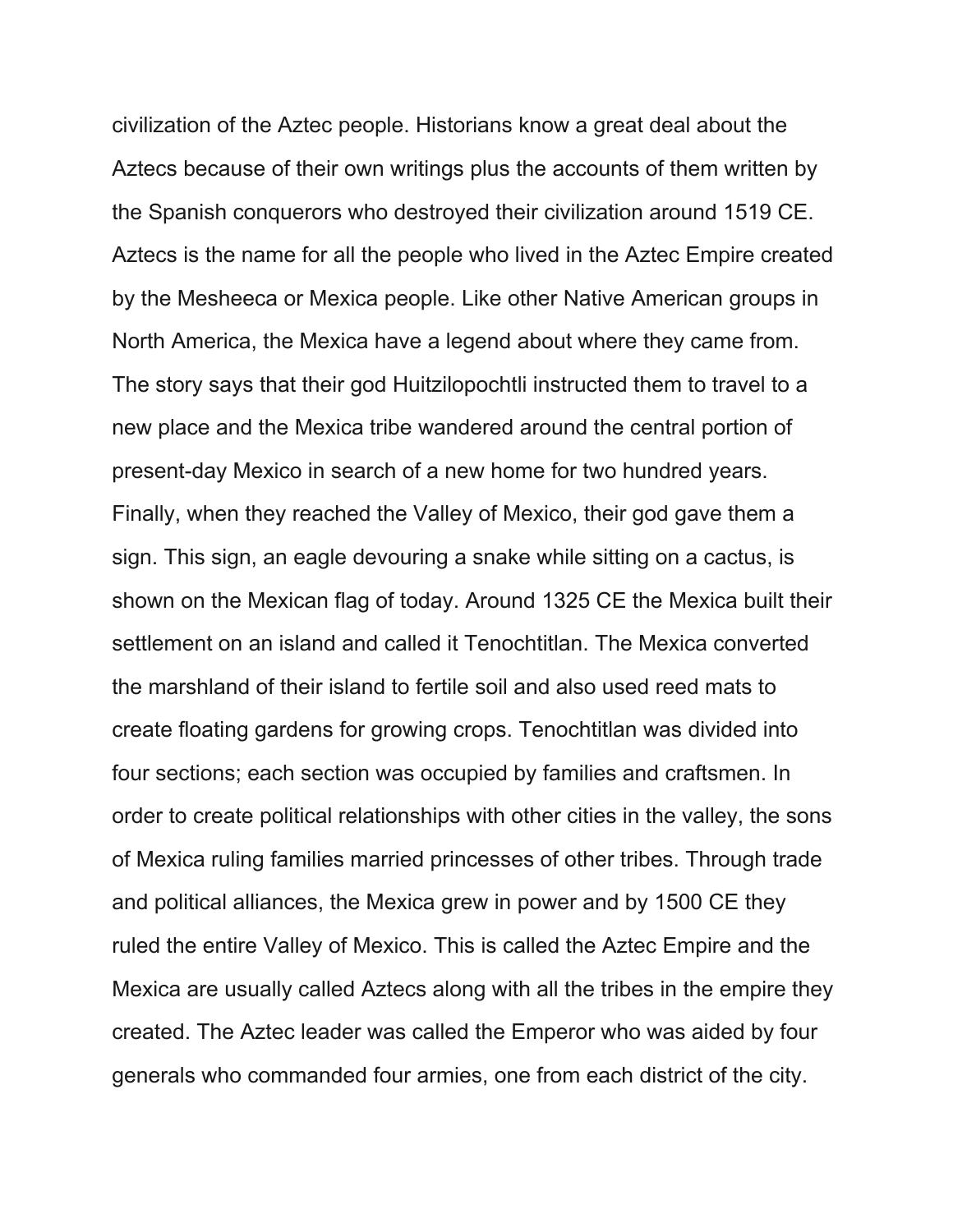civilization of the Aztec people. Historians know a great deal about the Aztecs because of their own writings plus the accounts of them written by the Spanish conquerors who destroyed their civilization around 1519 CE. Aztecs is the name for all the people who lived in the Aztec Empire created by the Mesheeca or Mexica people. Like other Native American groups in North America, the Mexica have a legend about where they came from. The story says that their god Huitzilopochtli instructed them to travel to a new place and the Mexica tribe wandered around the central portion of present-day Mexico in search of a new home for two hundred years. Finally, when they reached the Valley of Mexico, their god gave them a sign. This sign, an eagle devouring a snake while sitting on a cactus, is shown on the Mexican flag of today. Around 1325 CE the Mexica built their settlement on an island and called it Tenochtitlan. The Mexica converted the marshland of their island to fertile soil and also used reed mats to create floating gardens for growing crops. Tenochtitlan was divided into four sections; each section was occupied by families and craftsmen. In order to create political relationships with other cities in the valley, the sons of Mexica ruling families married princesses of other tribes. Through trade and political alliances, the Mexica grew in power and by 1500 CE they ruled the entire Valley of Mexico. This is called the Aztec Empire and the Mexica are usually called Aztecs along with all the tribes in the empire they created. The Aztec leader was called the Emperor who was aided by four generals who commanded four armies, one from each district of the city.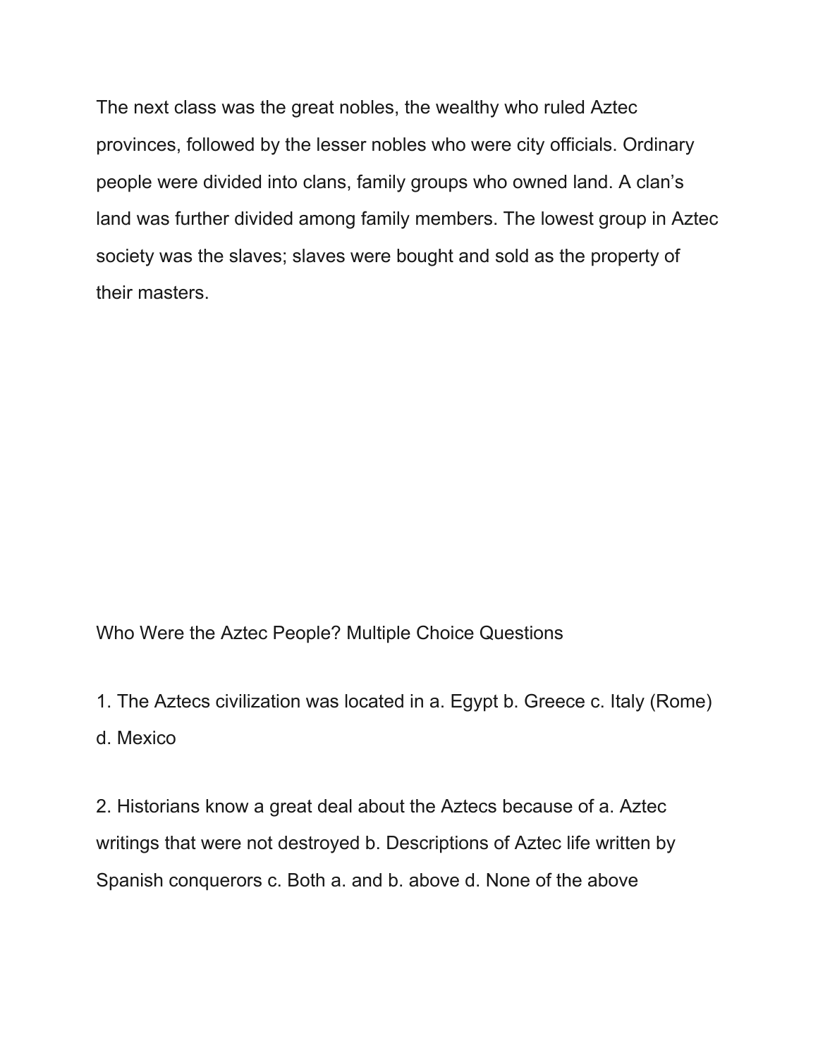The next class was the great nobles, the wealthy who ruled Aztec provinces, followed by the lesser nobles who were city officials. Ordinary people were divided into clans, family groups who owned land. A clan's land was further divided among family members. The lowest group in Aztec society was the slaves; slaves were bought and sold as the property of their masters.

Who Were the Aztec People? Multiple Choice Questions

1. The Aztecs civilization was located in a. Egypt b. Greece c. Italy (Rome) d. Mexico

2. Historians know a great deal about the Aztecs because of a. Aztec writings that were not destroyed b. Descriptions of Aztec life written by Spanish conquerors c. Both a. and b. above d. None of the above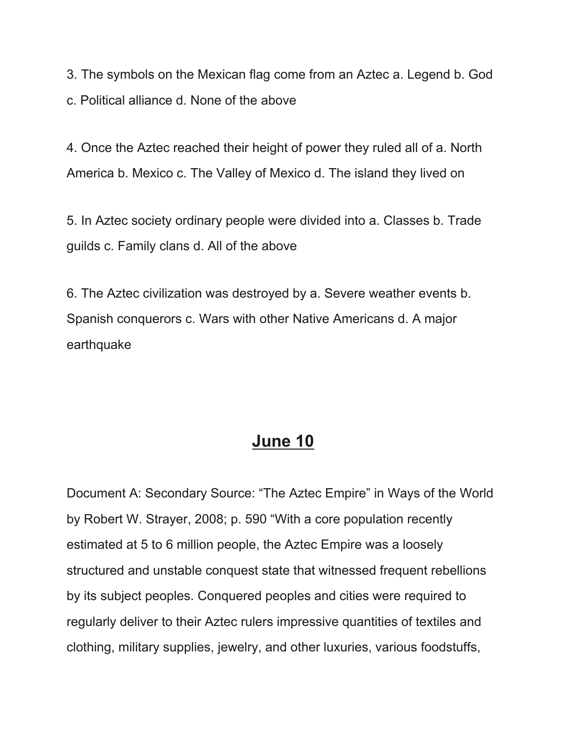3. The symbols on the Mexican flag come from an Aztec a. Legend b. God c. Political alliance d. None of the above

4. Once the Aztec reached their height of power they ruled all of a. North America b. Mexico c. The Valley of Mexico d. The island they lived on

5. In Aztec society ordinary people were divided into a. Classes b. Trade guilds c. Family clans d. All of the above

6. The Aztec civilization was destroyed by a. Severe weather events b. Spanish conquerors c. Wars with other Native Americans d. A major earthquake

## **June 10**

Document A: Secondary Source: "The Aztec Empire" in Ways of the World by Robert W. Strayer, 2008; p. 590 "With a core population recently estimated at 5 to 6 million people, the Aztec Empire was a loosely structured and unstable conquest state that witnessed frequent rebellions by its subject peoples. Conquered peoples and cities were required to regularly deliver to their Aztec rulers impressive quantities of textiles and clothing, military supplies, jewelry, and other luxuries, various foodstuffs,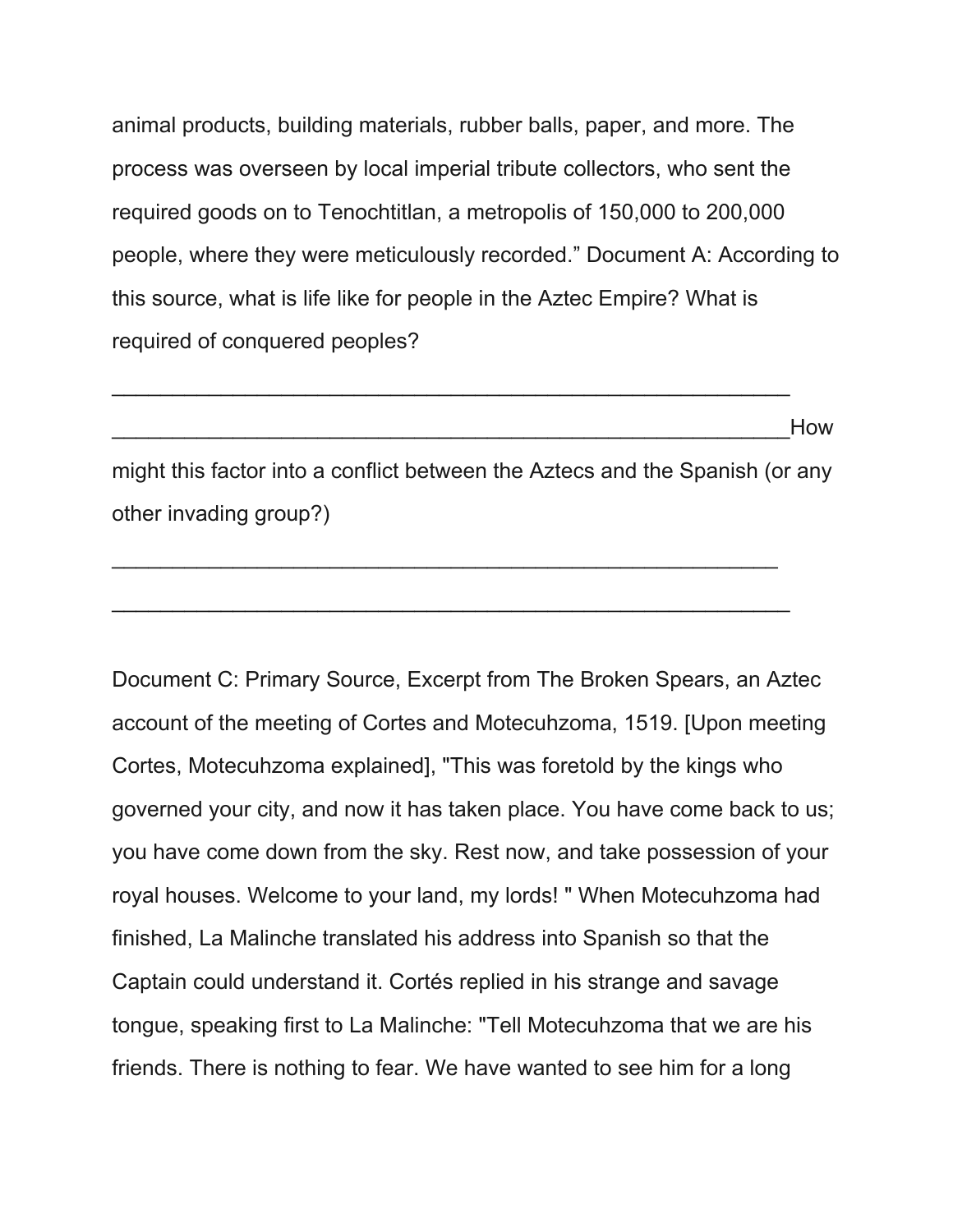animal products, building materials, rubber balls, paper, and more. The process was overseen by local imperial tribute collectors, who sent the required goods on to Tenochtitlan, a metropolis of 150,000 to 200,000 people, where they were meticulously recorded." Document A: According to this source, what is life like for people in the Aztec Empire? What is required of conquered peoples?

___________________________________________________________

___________________________________________________________How might this factor into a conflict between the Aztecs and the Spanish (or any other invading group?)

___________________________________________________________

___________________________________________________________

Document C: Primary Source, Excerpt from The Broken Spears, an Aztec account of the meeting of Cortes and Motecuhzoma, 1519. [Upon meeting Cortes, Motecuhzoma explained], "This was foretold by the kings who governed your city, and now it has taken place. You have come back to us; you have come down from the sky. Rest now, and take possession of your royal houses. Welcome to your land, my lords! " When Motecuhzoma had finished, La Malinche translated his address into Spanish so that the Captain could understand it. Cortés replied in his strange and savage tongue, speaking first to La Malinche: "Tell Motecuhzoma that we are his friends. There is nothing to fear. We have wanted to see him for a long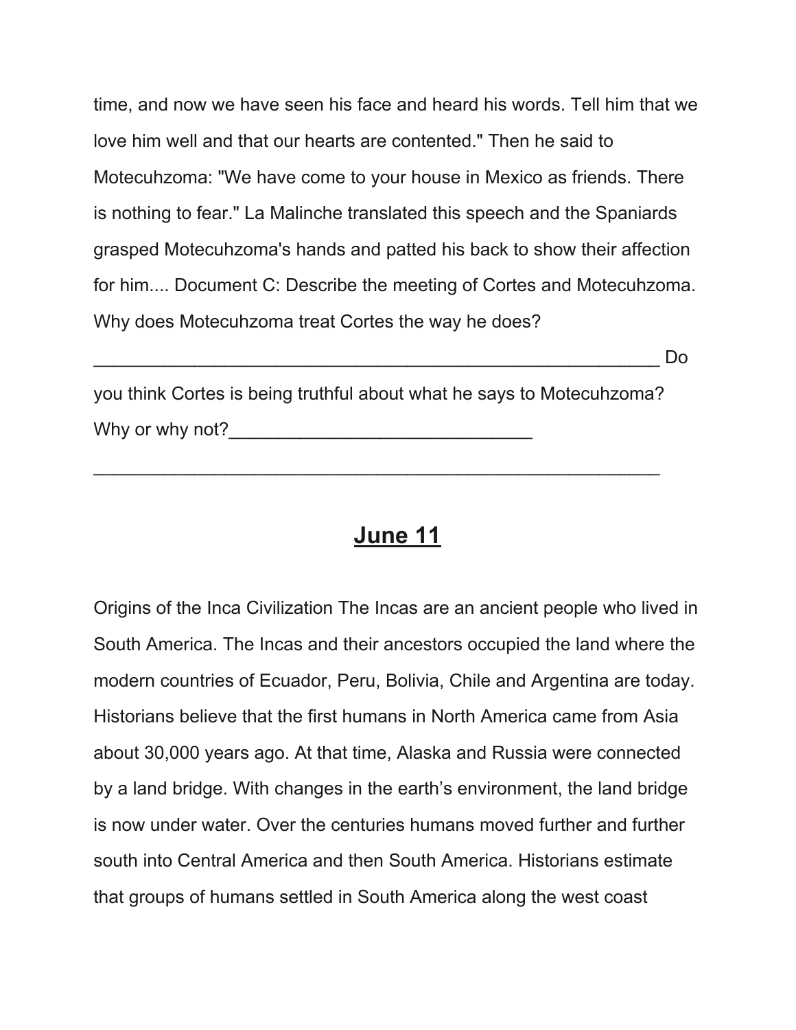time, and now we have seen his face and heard his words. Tell him that we love him well and that our hearts are contented." Then he said to Motecuhzoma: "We have come to your house in Mexico as friends. There is nothing to fear." La Malinche translated this speech and the Spaniards grasped Motecuhzoma's hands and patted his back to show their affection for him.... Document C: Describe the meeting of Cortes and Motecuhzoma. Why does Motecuhzoma treat Cortes the way he does? ___________________________________________________________ Do you think Cortes is being truthful about what he says to Motecuhzoma? Why or why not?_______________________________

___________________________________________________________

## June 11

Origins of the Inca Civilization The Incas are an ancient people who lived in South America. The Incas and their ancestors occupied the land where the modern countries of Ecuador, Peru, Bolivia, Chile and Argentina are today. Historians believe that the first humans in North America came from Asia about 30,000 years ago. At that time, Alaska and Russia were connected by a land bridge. With changes in the earth's environment, the land bridge is now under water. Over the centuries humans moved further and further south into Central America and then South America. Historians estimate that groups of humans settled in South America along the west coast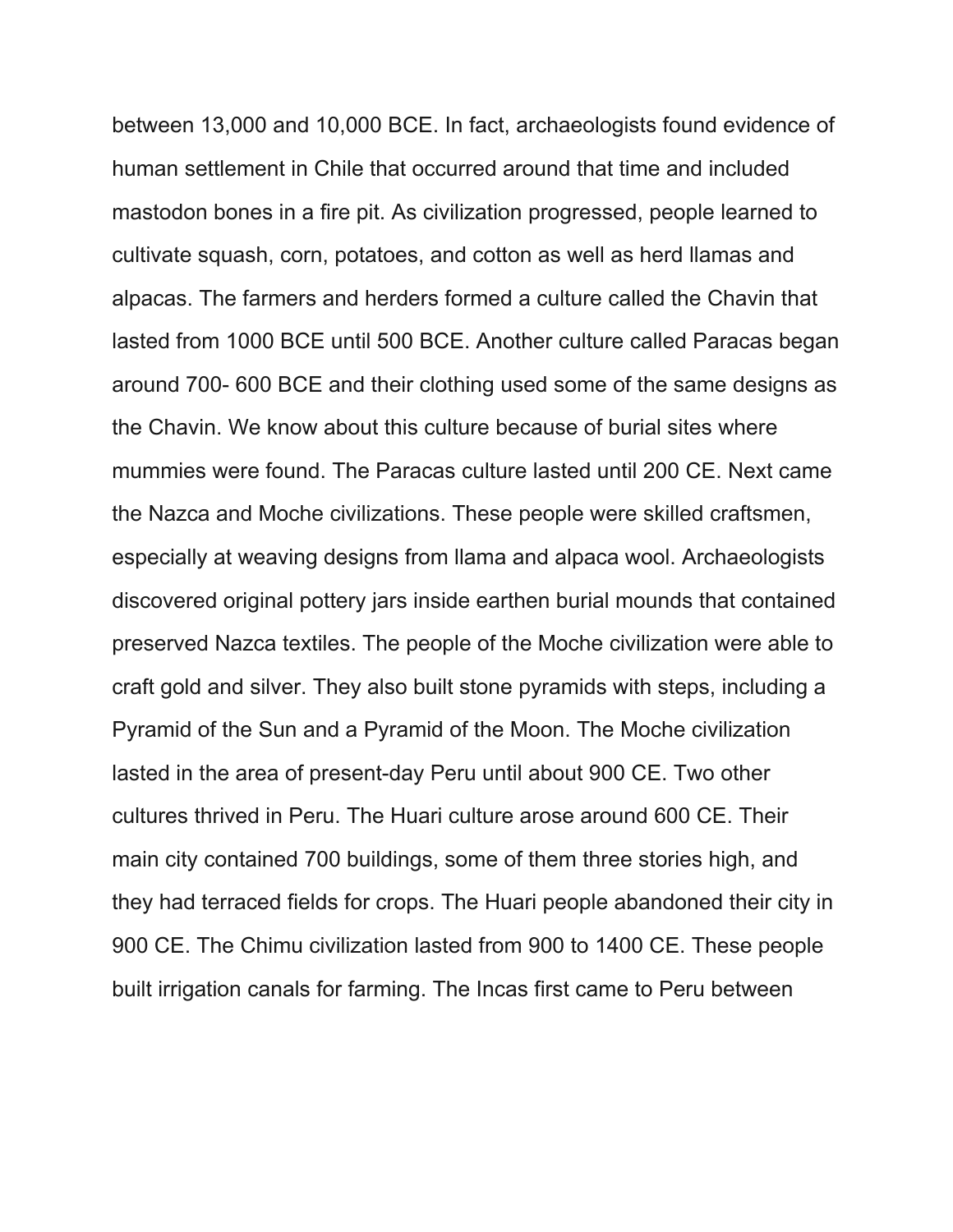between 13,000 and 10,000 BCE. In fact, archaeologists found evidence of human settlement in Chile that occurred around that time and included mastodon bones in a fire pit. As civilization progressed, people learned to cultivate squash, corn, potatoes, and cotton as well as herd llamas and alpacas. The farmers and herders formed a culture called the Chavin that lasted from 1000 BCE until 500 BCE. Another culture called Paracas began around 700- 600 BCE and their clothing used some of the same designs as the Chavin. We know about this culture because of burial sites where mummies were found. The Paracas culture lasted until 200 CE. Next came the Nazca and Moche civilizations. These people were skilled craftsmen, especially at weaving designs from llama and alpaca wool. Archaeologists discovered original pottery jars inside earthen burial mounds that contained preserved Nazca textiles. The people of the Moche civilization were able to craft gold and silver. They also built stone pyramids with steps, including a Pyramid of the Sun and a Pyramid of the Moon. The Moche civilization lasted in the area of present-day Peru until about 900 CE. Two other cultures thrived in Peru. The Huari culture arose around 600 CE. Their main city contained 700 buildings, some of them three stories high, and they had terraced fields for crops. The Huari people abandoned their city in 900 CE. The Chimu civilization lasted from 900 to 1400 CE. These people built irrigation canals for farming. The Incas first came to Peru between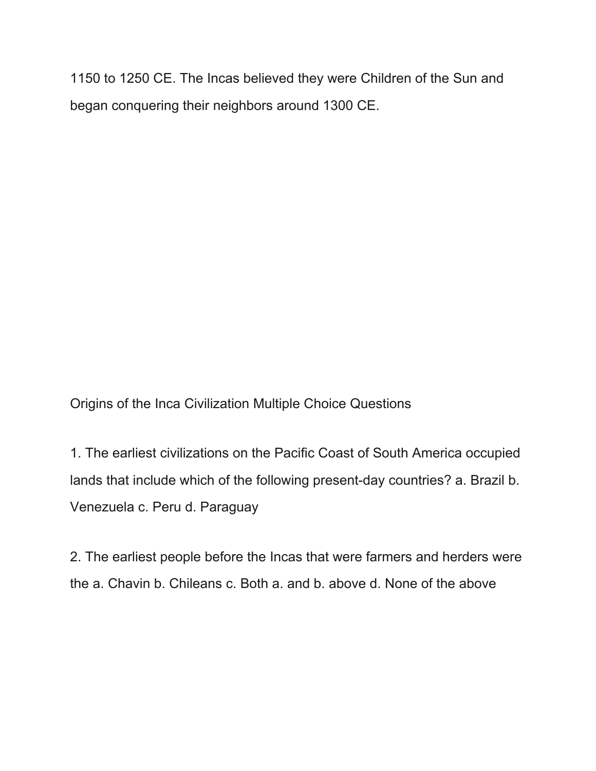1150 to 1250 CE. The Incas believed they were Children of the Sun and began conquering their neighbors around 1300 CE.

Origins of the Inca Civilization Multiple Choice Questions

1. The earliest civilizations on the Pacific Coast of South America occupied lands that include which of the following present-day countries? a. Brazil b. Venezuela c. Peru d. Paraguay

2. The earliest people before the Incas that were farmers and herders were the a. Chavin b. Chileans c. Both a. and b. above d. None of the above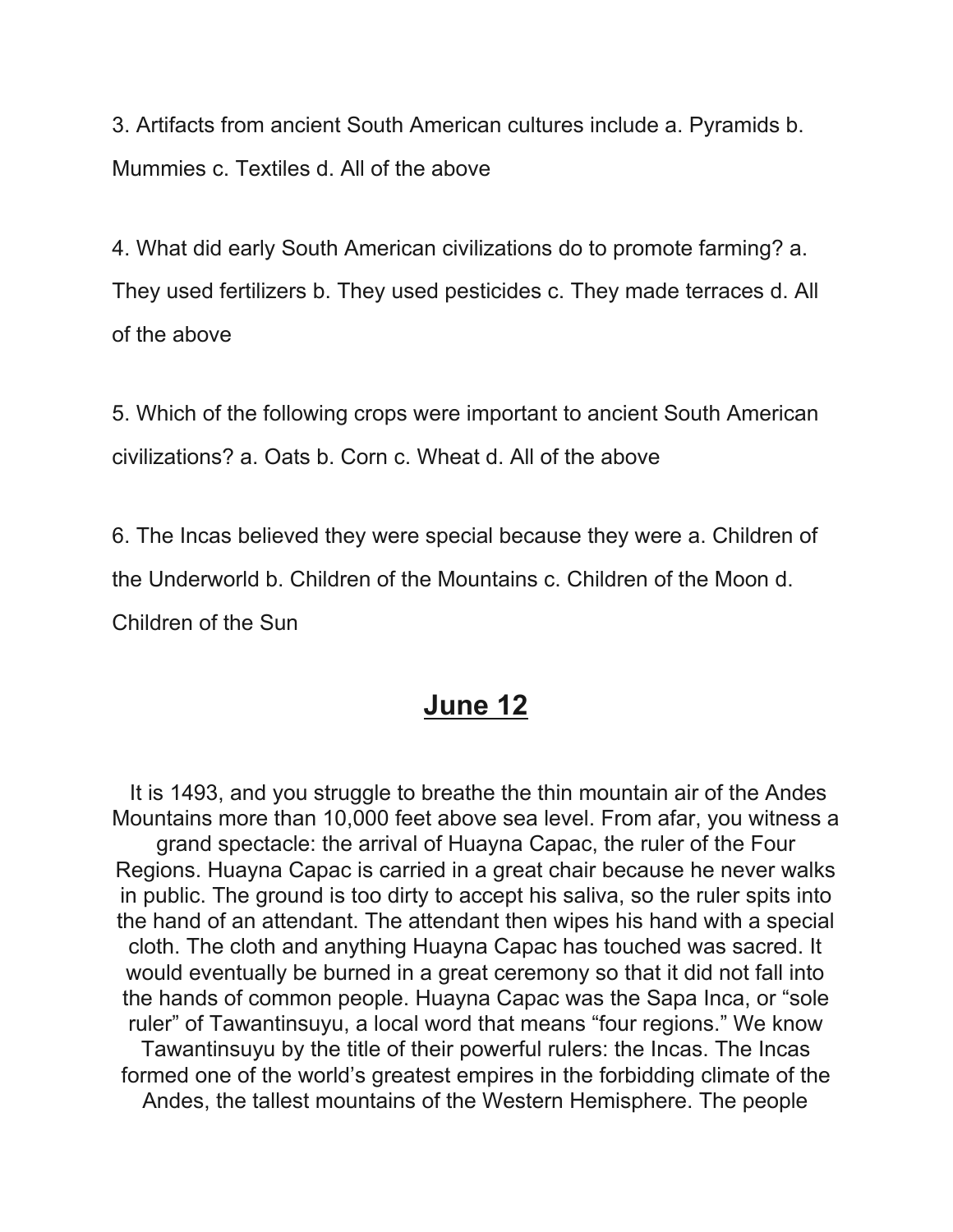3. Artifacts from ancient South American cultures include a. Pyramids b. Mummies c. Textiles d. All of the above

4. What did early South American civilizations do to promote farming? a. They used fertilizers b. They used pesticides c. They made terraces d. All of the above

5. Which of the following crops were important to ancient South American civilizations? a. Oats b. Corn c. Wheat d. All of the above

6. The Incas believed they were special because they were a. Children of the Underworld b. Children of the Mountains c. Children of the Moon d. Children of the Sun

## **June 12**

It is 1493, and you struggle to breathe the thin mountain air of the Andes Mountains more than 10,000 feet above sea level. From afar, you witness a grand spectacle: the arrival of Huayna Capac, the ruler of the Four Regions. Huayna Capac is carried in a great chair because he never walks in public. The ground is too dirty to accept his saliva, so the ruler spits into the hand of an attendant. The attendant then wipes his hand with a special cloth. The cloth and anything Huayna Capac has touched was sacred. It would eventually be burned in a great ceremony so that it did not fall into the hands of common people. Huayna Capac was the Sapa Inca, or "sole ruler" of Tawantinsuyu, a local word that means "four regions." We know Tawantinsuyu by the title of their powerful rulers: the Incas. The Incas formed one of the world's greatest empires in the forbidding climate of the Andes, the tallest mountains of the Western Hemisphere. The people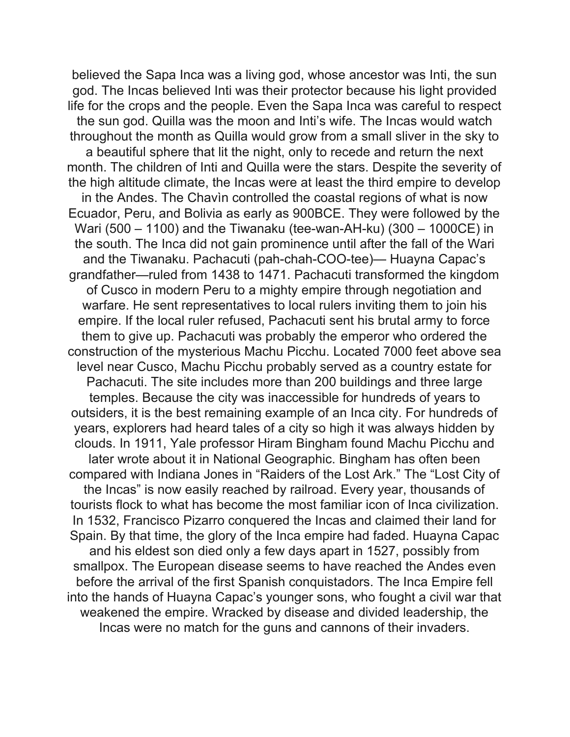believed the Sapa Inca was a living god, whose ancestor was Inti, the sun god. The Incas believed Inti was their protector because his light provided life for the crops and the people. Even the Sapa Inca was careful to respect the sun god. Quilla was the moon and Inti's wife. The Incas would watch throughout the month as Quilla would grow from a small sliver in the sky to a beautiful sphere that lit the night, only to recede and return the next month. The children of Inti and Quilla were the stars. Despite the severity of the high altitude climate, the Incas were at least the third empire to develop in the Andes. The Chavìn controlled the coastal regions of what is now Ecuador, Peru, and Bolivia as early as 900BCE. They were followed by the Wari (500 – 1100) and the Tiwanaku (tee-wan-AH-ku) (300 – 1000CE) in the south. The Inca did not gain prominence until after the fall of the Wari and the Tiwanaku. Pachacuti (pah-chah-COO-tee)— Huayna Capac's grandfather—ruled from 1438 to 1471. Pachacuti transformed the kingdom of Cusco in modern Peru to a mighty empire through negotiation and warfare. He sent representatives to local rulers inviting them to join his empire. If the local ruler refused, Pachacuti sent his brutal army to force them to give up. Pachacuti was probably the emperor who ordered the construction of the mysterious Machu Picchu. Located 7000 feet above sea level near Cusco, Machu Picchu probably served as a country estate for Pachacuti. The site includes more than 200 buildings and three large temples. Because the city was inaccessible for hundreds of years to outsiders, it is the best remaining example of an Inca city. For hundreds of years, explorers had heard tales of a city so high it was always hidden by clouds. In 1911, Yale professor Hiram Bingham found Machu Picchu and later wrote about it in National Geographic. Bingham has often been compared with Indiana Jones in "Raiders of the Lost Ark." The "Lost City of the Incas" is now easily reached by railroad. Every year, thousands of tourists flock to what has become the most familiar icon of Inca civilization. In 1532, Francisco Pizarro conquered the Incas and claimed their land for Spain. By that time, the glory of the Inca empire had faded. Huayna Capac and his eldest son died only a few days apart in 1527, possibly from smallpox. The European disease seems to have reached the Andes even before the arrival of the first Spanish conquistadors. The Inca Empire fell into the hands of Huayna Capac's younger sons, who fought a civil war that weakened the empire. Wracked by disease and divided leadership, the Incas were no match for the guns and cannons of their invaders.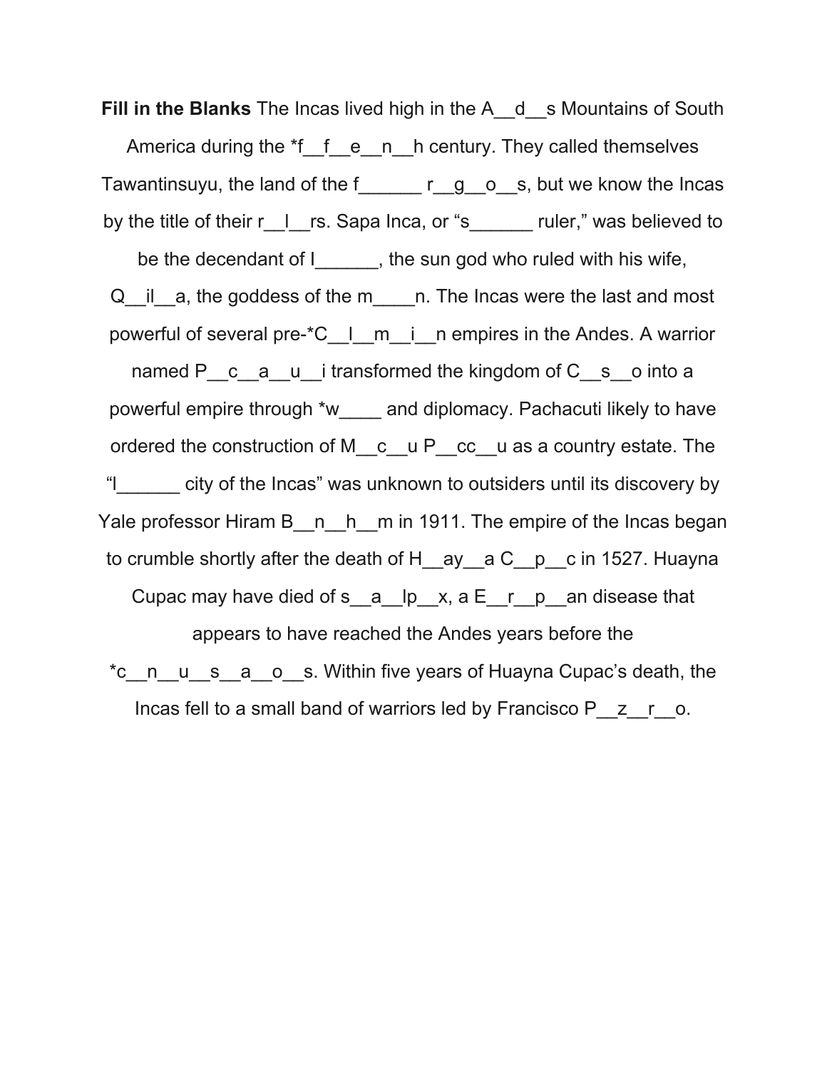**Fill in the Blanks** The Incas lived high in the A__d__s Mountains of South America during the *f__f__e__n__h century. They called themselves Tawantinsuyu, the land of the f______ r__g__o__s, but we know the Incas by the title of their r__l__rs. Sapa Inca, or “s______ ruler,” was believed to be the decendant of I______, the sun god who ruled with his wife, Q__il__a, the goddess of the m____n. The Incas were the last and most powerful of several pre-*C__l__m__i__n empires in the Andes. A warrior named P__c__a__u__i transformed the kingdom of C__s__o into a powerful empire through *w____ and diplomacy. Pachacuti likely to have ordered the construction of M__c__u P__cc__u as a country estate. The “l______ city of the Incas” was unknown to outsiders until its discovery by Yale professor Hiram B__n__h__m in 1911. The empire of the Incas began to crumble shortly after the death of H__ay__a C__p__c in 1527. Huayna Cupac may have died of s__a__lp__x, a E__r__p__an disease that appears to have reached the Andes years before the *c__n__u__s__a__o__s. Within five years of Huayna Cupac’s death, the Incas fell to a small band of warriors led by Francisco P__z__r__o.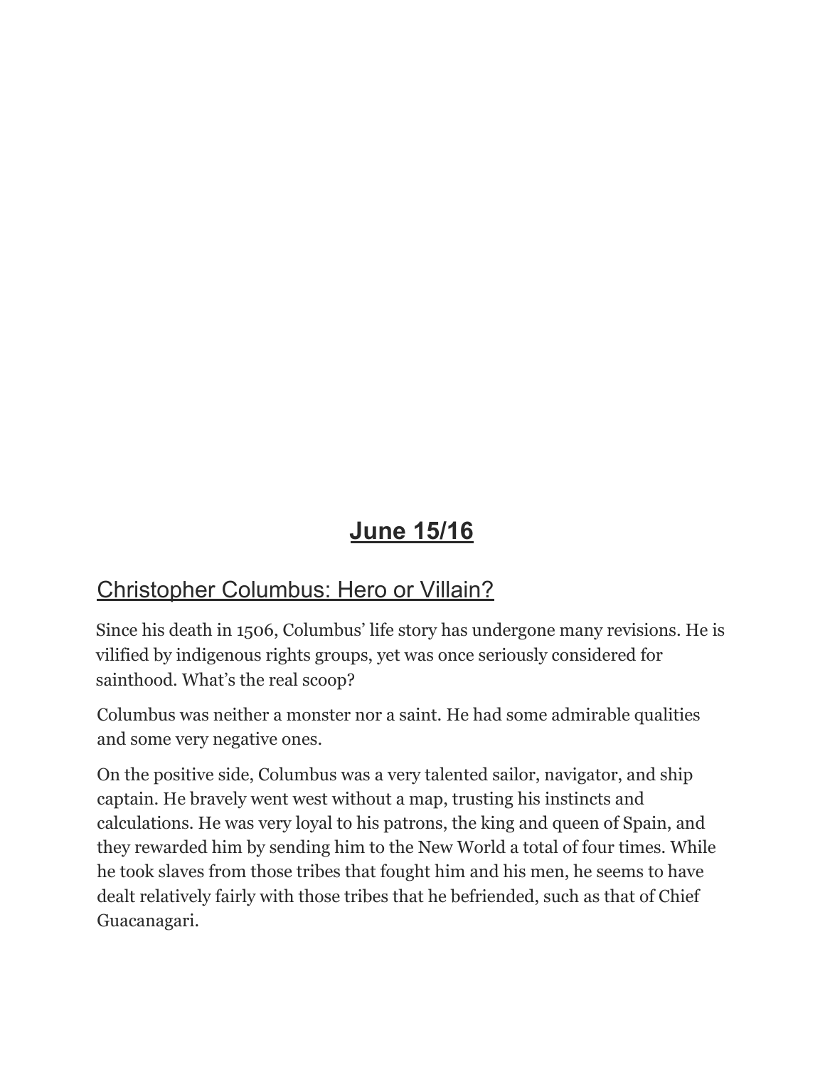# **June 15/16**

## Christopher Columbus: Hero or Villain?

Since his death in 1506, Columbus' life story has undergone many revisions. He is vilified by indigenous rights groups, yet was once seriously considered for sainthood. What's the real scoop?

Columbus was neither a monster nor a saint. He had some admirable qualities and some very negative ones.

On the positive side, Columbus was a very talented sailor, navigator, and ship captain. He bravely went west without a map, trusting his instincts and calculations. He was very loyal to his patrons, the king and queen of Spain, and they rewarded him by sending him to the New World a total of four times. While he took slaves from those tribes that fought him and his men, he seems to have dealt relatively fairly with those tribes that he befriended, such as that of Chief Guacanagari.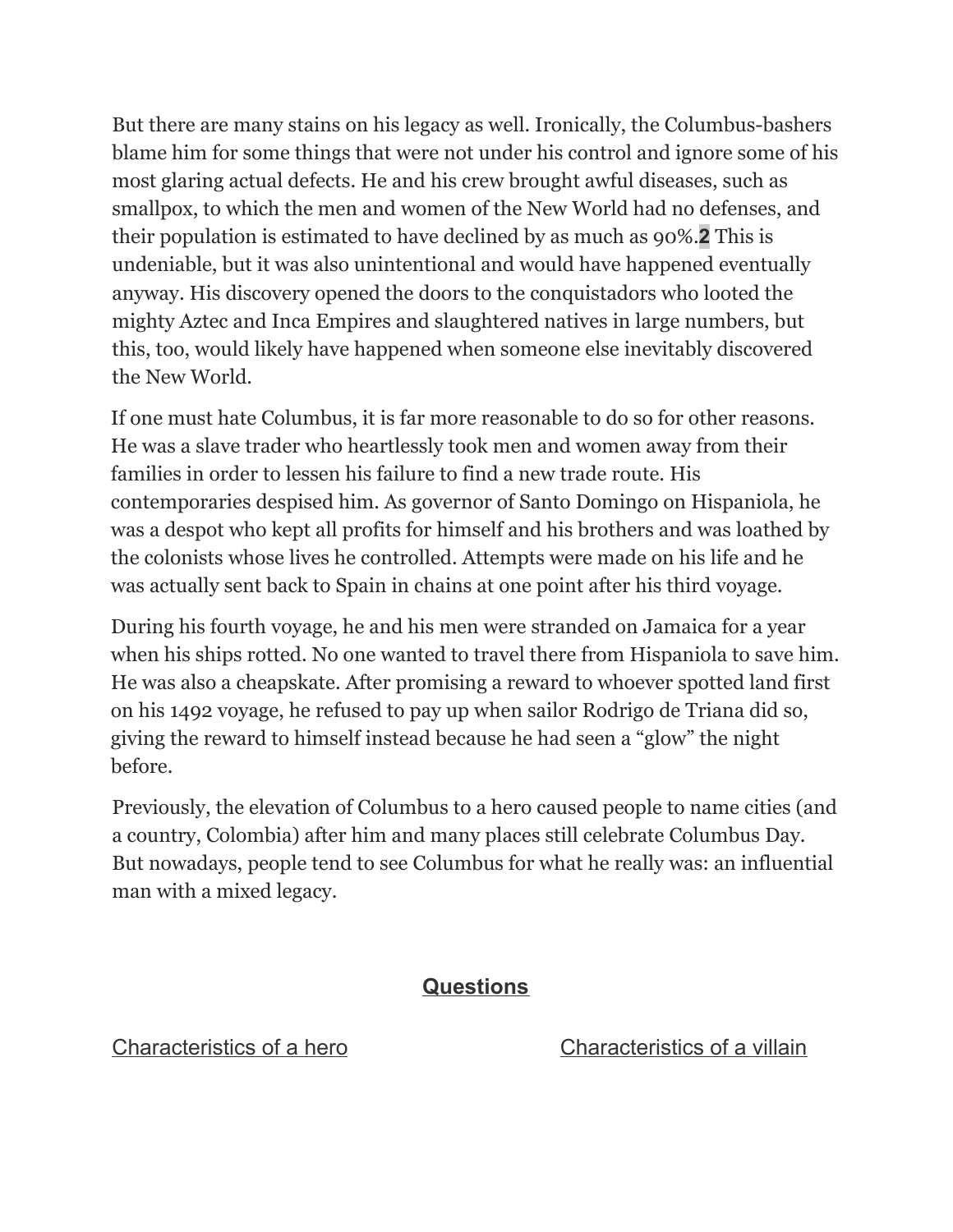But there are many stains on his legacy as well. Ironically, the Columbus-bashers blame him for some things that were not under his control and ignore some of his most glaring actual defects. He and his crew brought awful diseases, such as smallpox, to which the men and women of the New World had no defenses, and their population is estimated to have declined by as much as 90%.**2** This is undeniable, but it was also unintentional and would have happened eventually anyway. His discovery opened the doors to the conquistadors who looted the mighty Aztec and Inca Empires and slaughtered natives in large numbers, but this, too, would likely have happened when someone else inevitably discovered the New World.

If one must hate Columbus, it is far more reasonable to do so for other reasons. He was a slave trader who heartlessly took men and women away from their families in order to lessen his failure to find a new trade route. His contemporaries despised him. As governor of Santo Domingo on Hispaniola, he was a despot who kept all profits for himself and his brothers and was loathed by the colonists whose lives he controlled. Attempts were made on his life and he was actually sent back to Spain in chains at one point after his third voyage.

During his fourth voyage, he and his men were stranded on Jamaica for a year when his ships rotted. No one wanted to travel there from Hispaniola to save him. He was also a cheapskate. After promising a reward to whoever spotted land first on his 1492 voyage, he refused to pay up when sailor Rodrigo de Triana did so, giving the reward to himself instead because he had seen a “glow” the night before.

Previously, the elevation of Columbus to a hero caused people to name cities (and a country, Colombia) after him and many places still celebrate Columbus Day. But nowadays, people tend to see Columbus for what he really was: an influential man with a mixed legacy.

## Questions

Characteristics of a hero

Characteristics of a villain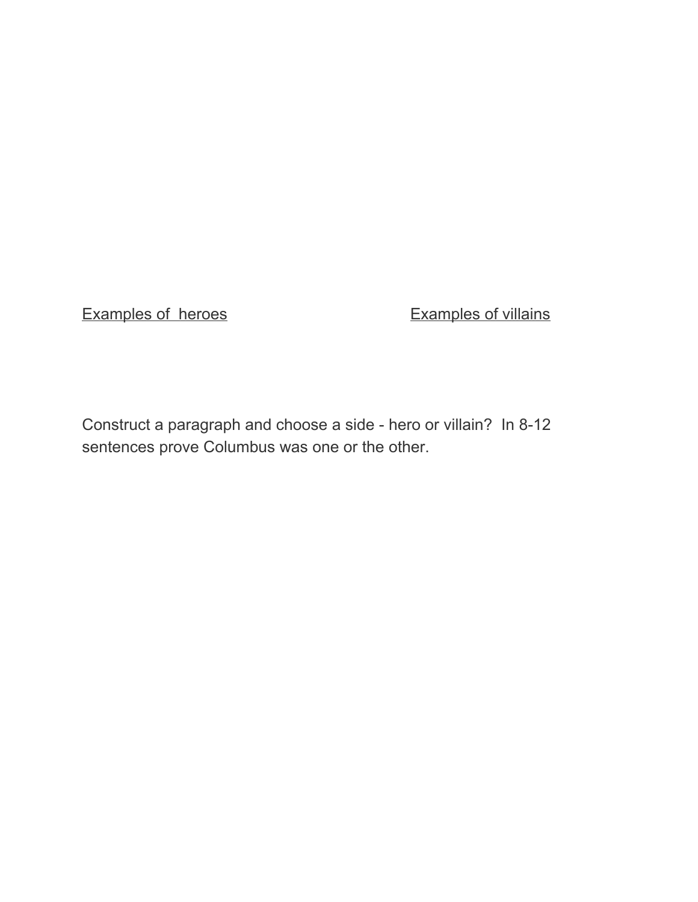<u>Examples of heroes</u> <u>Examples of villains</u>

Construct a paragraph and choose a side - hero or villain? In 8-12 sentences prove Columbus was one or the other.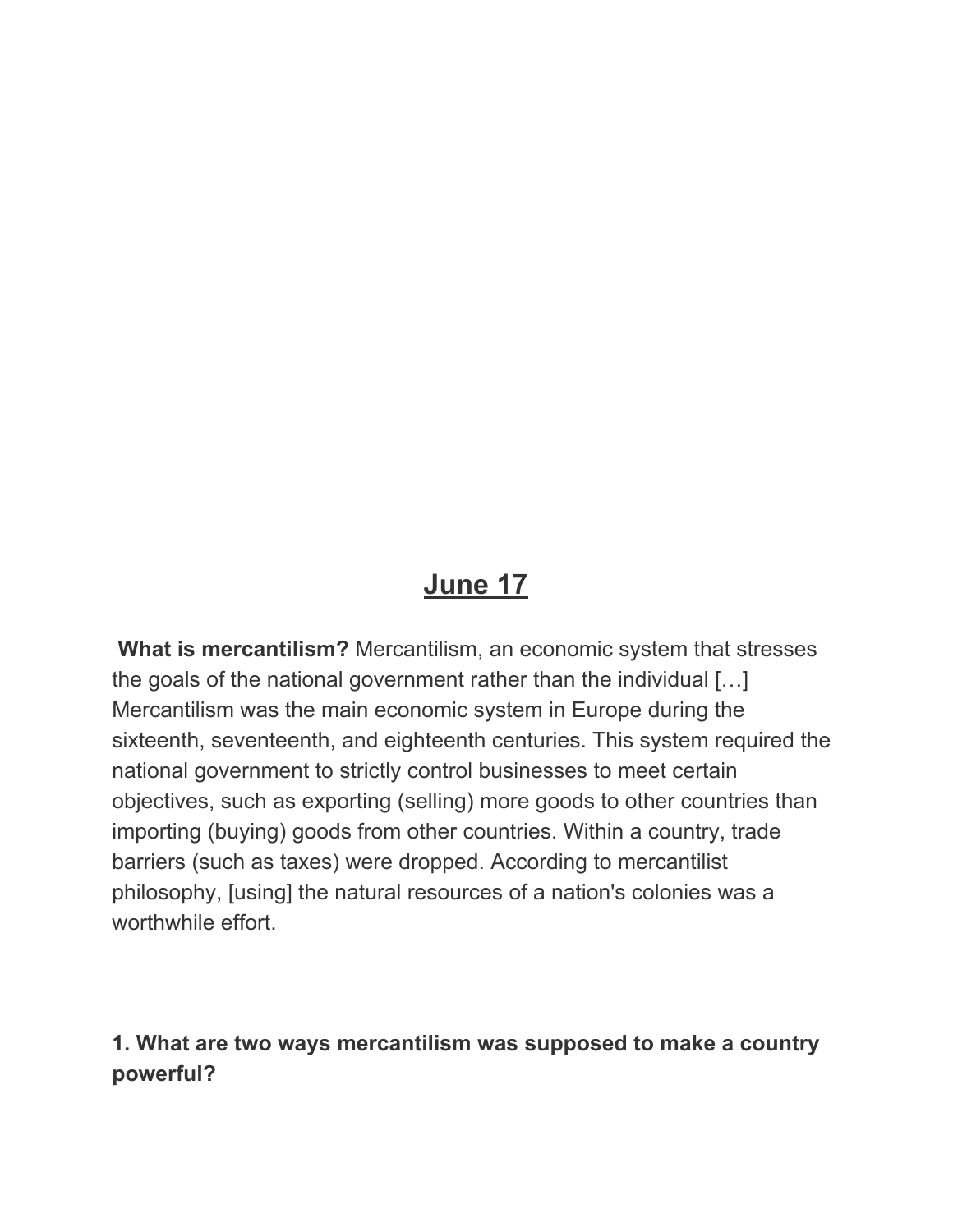## June 17

**What is mercantilism?** Mercantilism, an economic system that stresses the goals of the national government rather than the individual […] Mercantilism was the main economic system in Europe during the sixteenth, seventeenth, and eighteenth centuries. This system required the national government to strictly control businesses to meet certain objectives, such as exporting (selling) more goods to other countries than importing (buying) goods from other countries. Within a country, trade barriers (such as taxes) were dropped. According to mercantilist philosophy, [using] the natural resources of a nation's colonies was a worthwhile effort.

**1. What are two ways mercantilism was supposed to make a country powerful?**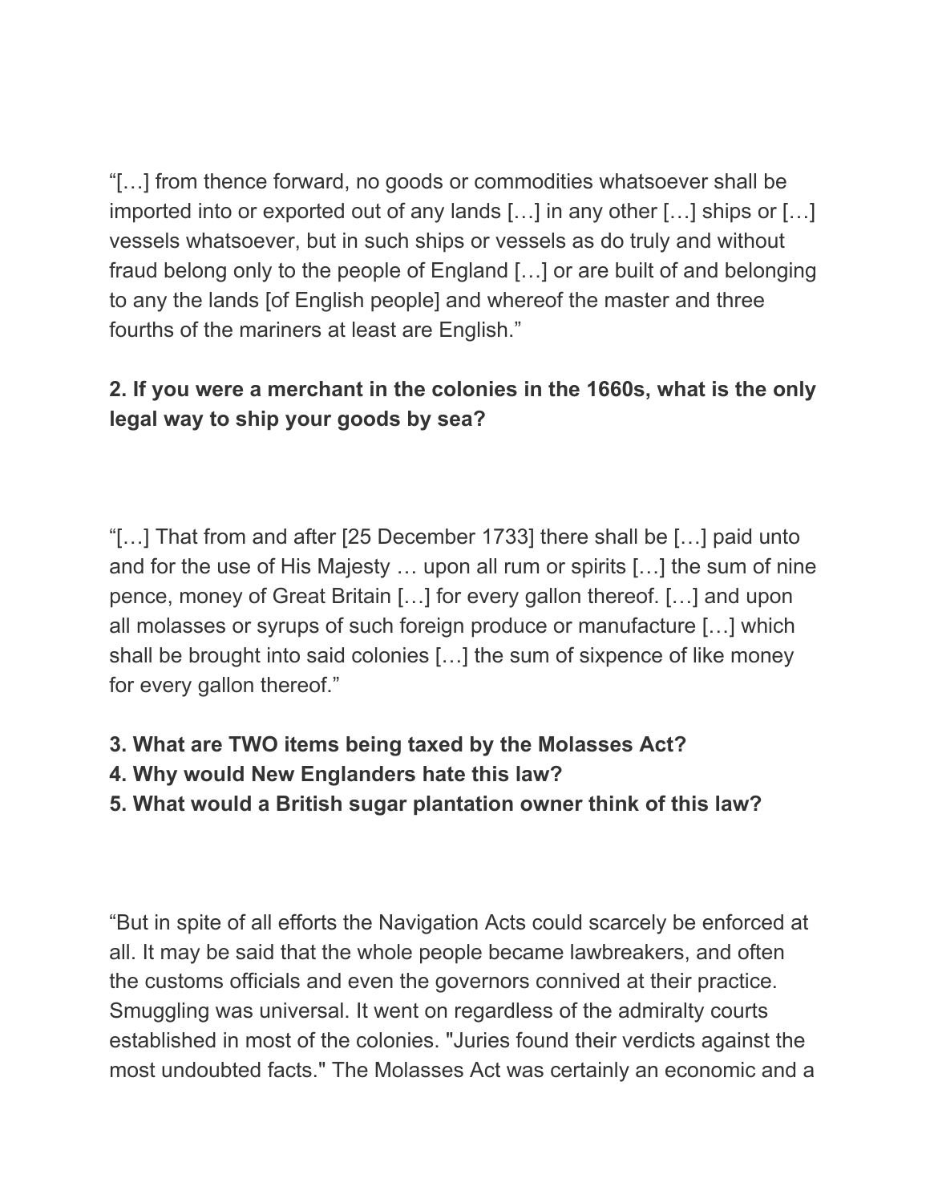"[…] from thence forward, no goods or commodities whatsoever shall be imported into or exported out of any lands […] in any other […] ships or […] vessels whatsoever, but in such ships or vessels as do truly and without fraud belong only to the people of England […] or are built of and belonging to any the lands [of English people] and whereof the master and three fourths of the mariners at least are English."

**2. If you were a merchant in the colonies in the 1660s, what is the only legal way to ship your goods by sea?**

"[…] That from and after [25 December 1733] there shall be […] paid unto and for the use of His Majesty … upon all rum or spirits […] the sum of nine pence, money of Great Britain […] for every gallon thereof. […] and upon all molasses or syrups of such foreign produce or manufacture […] which shall be brought into said colonies […] the sum of sixpence of like money for every gallon thereof."

**3. What are TWO items being taxed by the Molasses Act?**
**4. Why would New Englanders hate this law?**
**5. What would a British sugar plantation owner think of this law?**

"But in spite of all efforts the Navigation Acts could scarcely be enforced at all. It may be said that the whole people became lawbreakers, and often the customs officials and even the governors connived at their practice. Smuggling was universal. It went on regardless of the admiralty courts established in most of the colonies. "Juries found their verdicts against the most undoubted facts." The Molasses Act was certainly an economic and a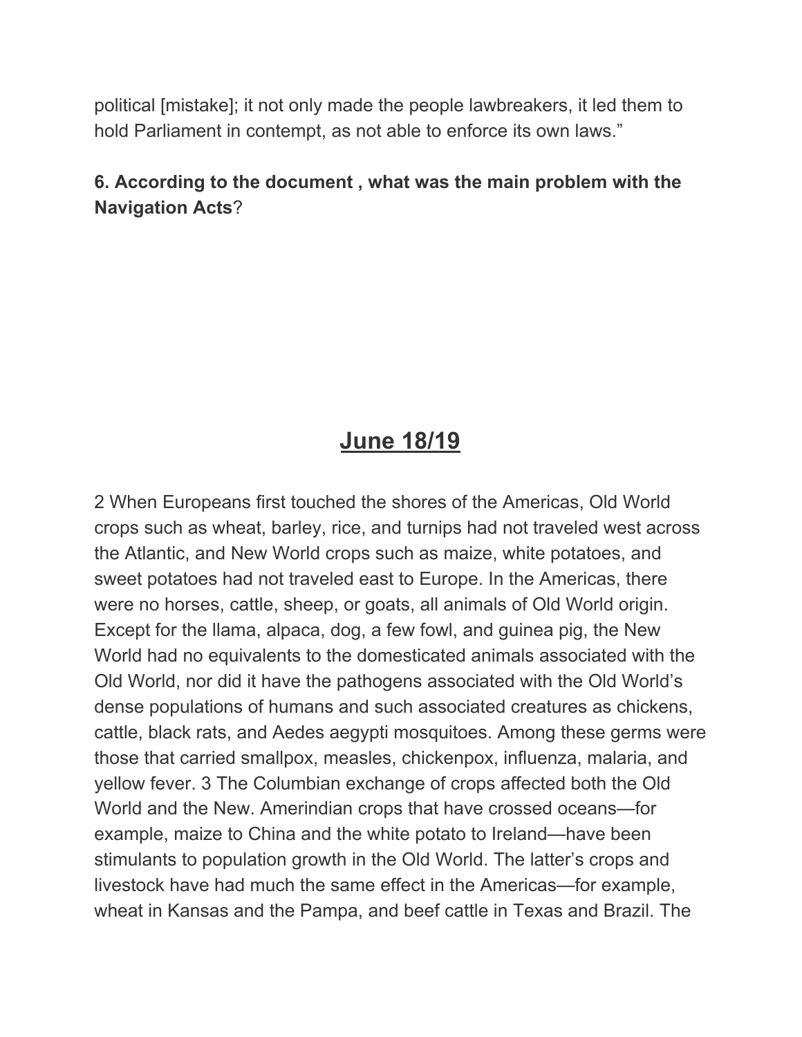political [mistake]; it not only made the people lawbreakers, it led them to hold Parliament in contempt, as not able to enforce its own laws."

**6. According to the document , what was the main problem with the Navigation Acts**?

## June 18/19

2 When Europeans first touched the shores of the Americas, Old World crops such as wheat, barley, rice, and turnips had not traveled west across the Atlantic, and New World crops such as maize, white potatoes, and sweet potatoes had not traveled east to Europe. In the Americas, there were no horses, cattle, sheep, or goats, all animals of Old World origin. Except for the llama, alpaca, dog, a few fowl, and guinea pig, the New World had no equivalents to the domesticated animals associated with the Old World, nor did it have the pathogens associated with the Old World's dense populations of humans and such associated creatures as chickens, cattle, black rats, and Aedes aegypti mosquitoes. Among these germs were those that carried smallpox, measles, chickenpox, influenza, malaria, and yellow fever. 3 The Columbian exchange of crops affected both the Old World and the New. Amerindian crops that have crossed oceans—for example, maize to China and the white potato to Ireland—have been stimulants to population growth in the Old World. The latter's crops and livestock have had much the same effect in the Americas—for example, wheat in Kansas and the Pampa, and beef cattle in Texas and Brazil. The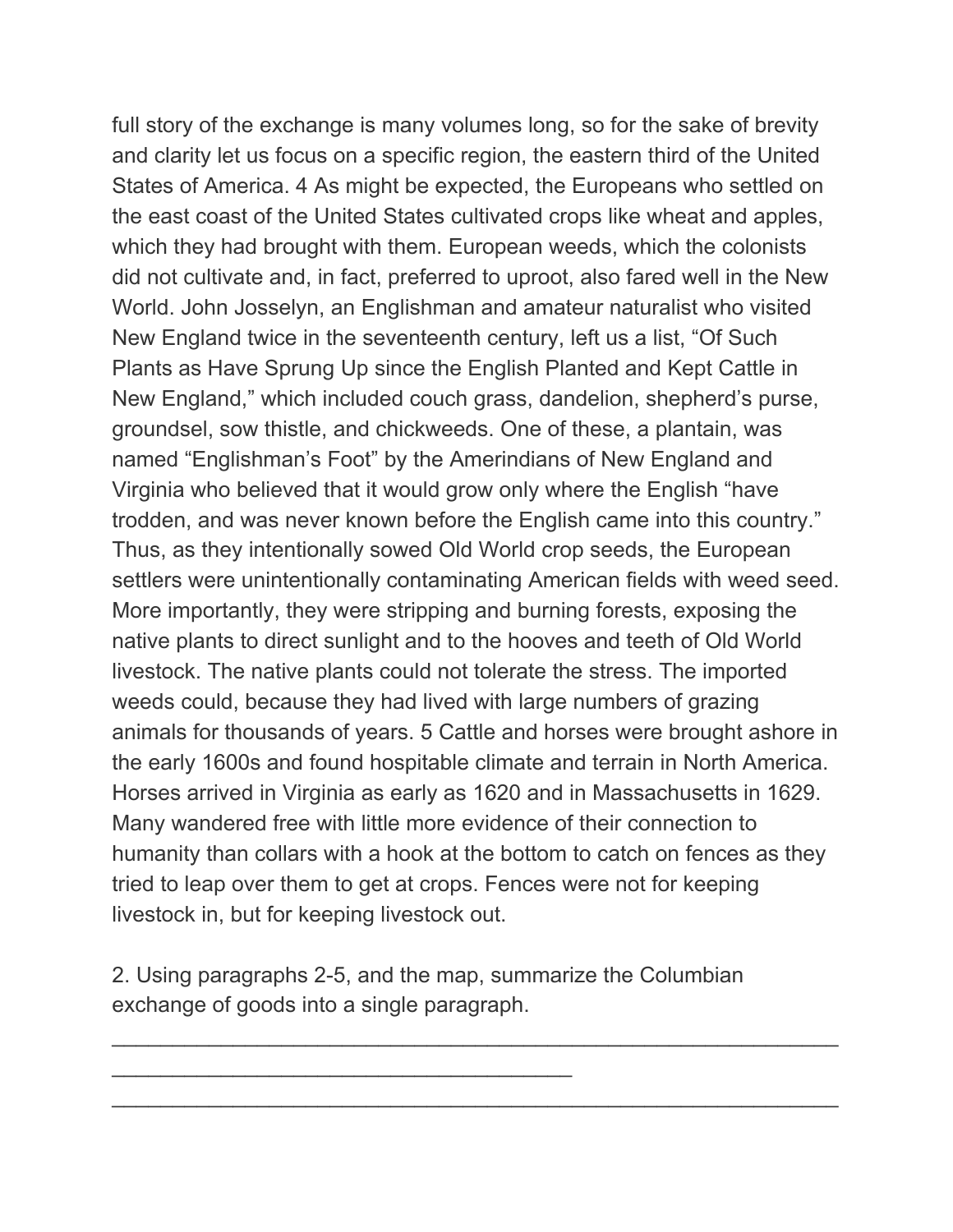full story of the exchange is many volumes long, so for the sake of brevity and clarity let us focus on a specific region, the eastern third of the United States of America. 4 As might be expected, the Europeans who settled on the east coast of the United States cultivated crops like wheat and apples, which they had brought with them. European weeds, which the colonists did not cultivate and, in fact, preferred to uproot, also fared well in the New World. John Josselyn, an Englishman and amateur naturalist who visited New England twice in the seventeenth century, left us a list, "Of Such Plants as Have Sprung Up since the English Planted and Kept Cattle in New England," which included couch grass, dandelion, shepherd's purse, groundsel, sow thistle, and chickweeds. One of these, a plantain, was named "Englishman's Foot" by the Amerindians of New England and Virginia who believed that it would grow only where the English "have trodden, and was never known before the English came into this country." Thus, as they intentionally sowed Old World crop seeds, the European settlers were unintentionally contaminating American fields with weed seed. More importantly, they were stripping and burning forests, exposing the native plants to direct sunlight and to the hooves and teeth of Old World livestock. The native plants could not tolerate the stress. The imported weeds could, because they had lived with large numbers of grazing animals for thousands of years. 5 Cattle and horses were brought ashore in the early 1600s and found hospitable climate and terrain in North America. Horses arrived in Virginia as early as 1620 and in Massachusetts in 1629. Many wandered free with little more evidence of their connection to humanity than collars with a hook at the bottom to catch on fences as they tried to leap over them to get at crops. Fences were not for keeping livestock in, but for keeping livestock out.

2. Using paragraphs 2-5, and the map, summarize the Columbian exchange of goods into a single paragraph.

_______________________________________________________________
________________________________________
_______________________________________________________________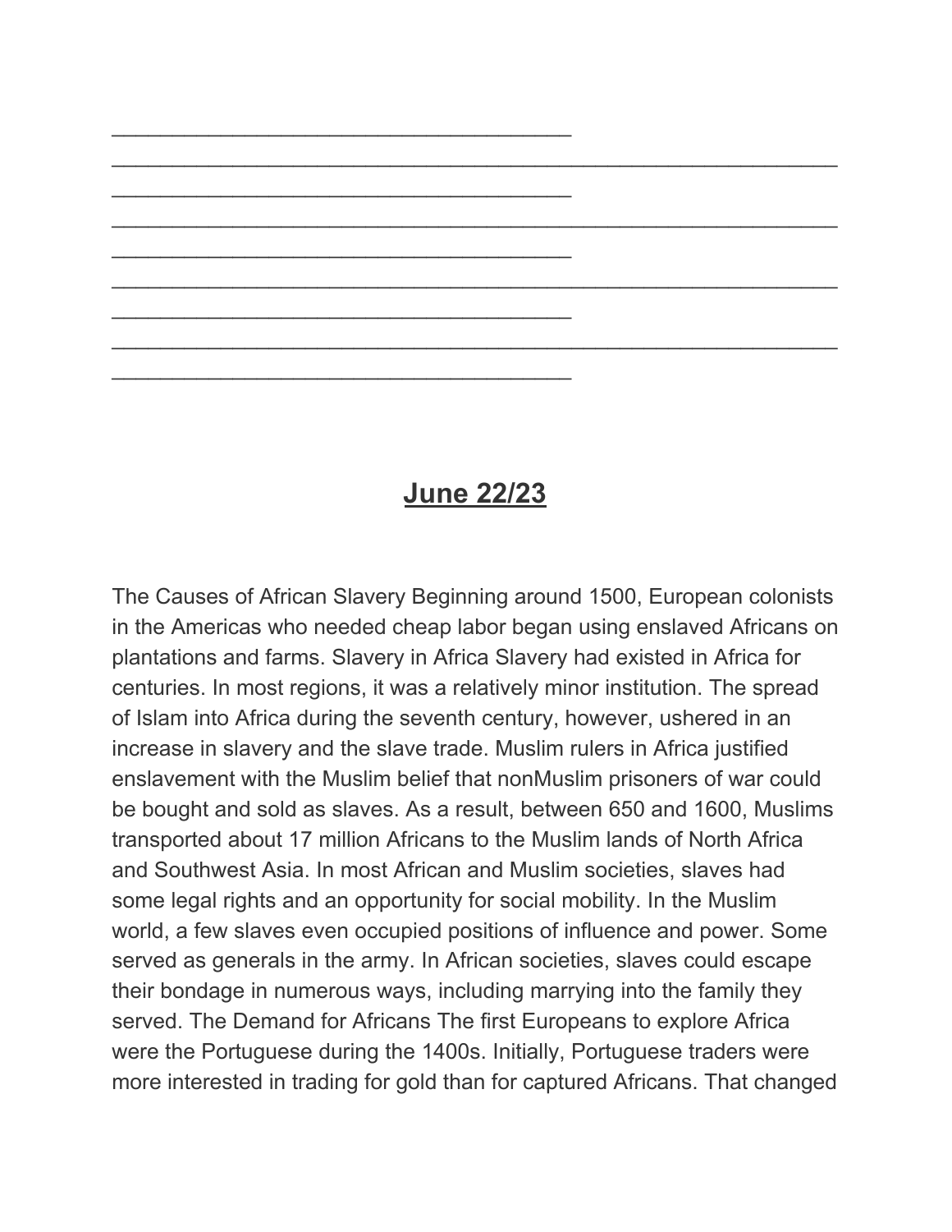_______________________________________

______________________________________________________________

_______________________________________

______________________________________________________________

_______________________________________

______________________________________________________________

_______________________________________

______________________________________________________________

_______________________________________

## **June 22/23**

The Causes of African Slavery Beginning around 1500, European colonists in the Americas who needed cheap labor began using enslaved Africans on plantations and farms. Slavery in Africa Slavery had existed in Africa for centuries. In most regions, it was a relatively minor institution. The spread of Islam into Africa during the seventh century, however, ushered in an increase in slavery and the slave trade. Muslim rulers in Africa justified enslavement with the Muslim belief that nonMuslim prisoners of war could be bought and sold as slaves. As a result, between 650 and 1600, Muslims transported about 17 million Africans to the Muslim lands of North Africa and Southwest Asia. In most African and Muslim societies, slaves had some legal rights and an opportunity for social mobility. In the Muslim world, a few slaves even occupied positions of influence and power. Some served as generals in the army. In African societies, slaves could escape their bondage in numerous ways, including marrying into the family they served. The Demand for Africans The first Europeans to explore Africa were the Portuguese during the 1400s. Initially, Portuguese traders were more interested in trading for gold than for captured Africans. That changed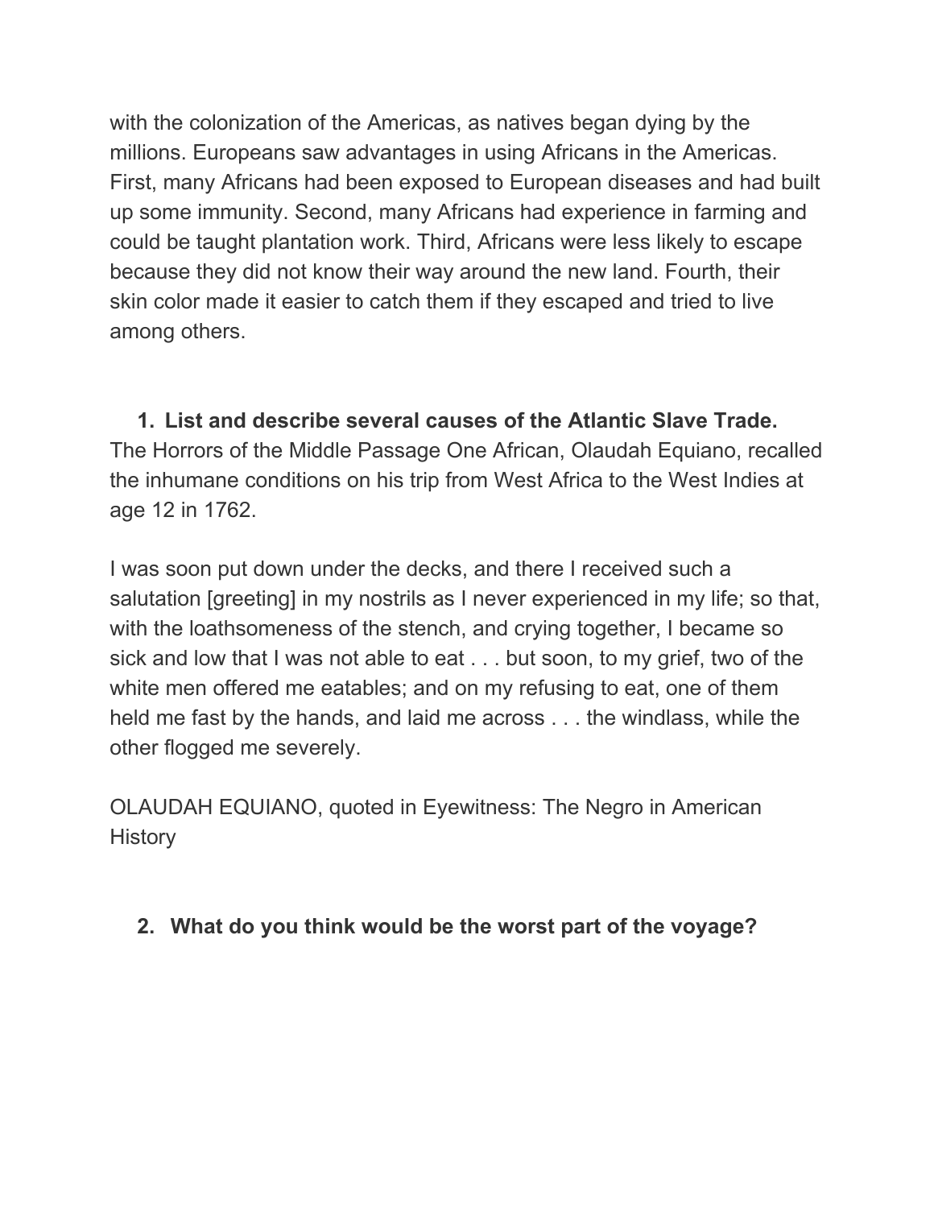with the colonization of the Americas, as natives began dying by the millions. Europeans saw advantages in using Africans in the Americas. First, many Africans had been exposed to European diseases and had built up some immunity. Second, many Africans had experience in farming and could be taught plantation work. Third, Africans were less likely to escape because they did not know their way around the new land. Fourth, their skin color made it easier to catch them if they escaped and tried to live among others.

1. **List and describe several causes of the Atlantic Slave Trade.**

The Horrors of the Middle Passage One African, Olaudah Equiano, recalled the inhumane conditions on his trip from West Africa to the West Indies at age 12 in 1762.

I was soon put down under the decks, and there I received such a salutation [greeting] in my nostrils as I never experienced in my life; so that, with the loathsomeness of the stench, and crying together, I became so sick and low that I was not able to eat . . . but soon, to my grief, two of the white men offered me eatables; and on my refusing to eat, one of them held me fast by the hands, and laid me across . . . the windlass, while the other flogged me severely.

OLAUDAH EQUIANO, quoted in Eyewitness: The Negro in American History

2. **What do you think would be the worst part of the voyage?**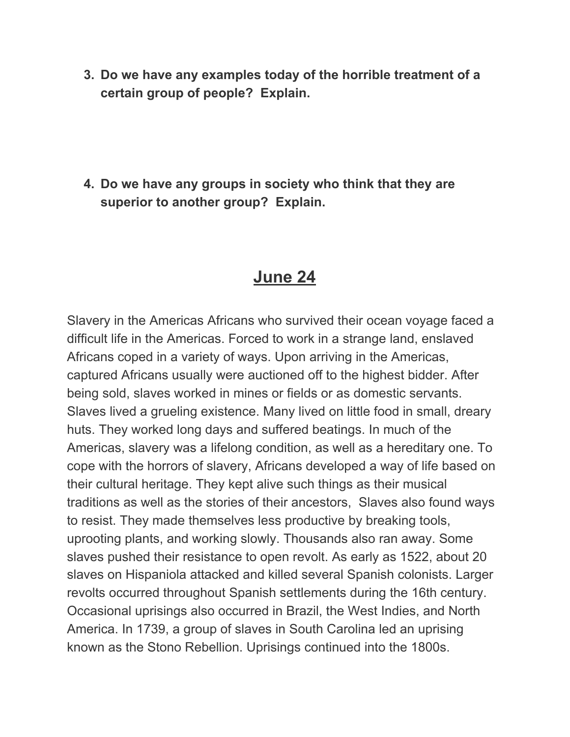3. **Do we have any examples today of the horrible treatment of a certain group of people? Explain.**

4. **Do we have any groups in society who think that they are superior to another group? Explain.**

## June 24

Slavery in the Americas Africans who survived their ocean voyage faced a difficult life in the Americas. Forced to work in a strange land, enslaved Africans coped in a variety of ways. Upon arriving in the Americas, captured Africans usually were auctioned off to the highest bidder. After being sold, slaves worked in mines or fields or as domestic servants. Slaves lived a grueling existence. Many lived on little food in small, dreary huts. They worked long days and suffered beatings. In much of the Americas, slavery was a lifelong condition, as well as a hereditary one. To cope with the horrors of slavery, Africans developed a way of life based on their cultural heritage. They kept alive such things as their musical traditions as well as the stories of their ancestors, Slaves also found ways to resist. They made themselves less productive by breaking tools, uprooting plants, and working slowly. Thousands also ran away. Some slaves pushed their resistance to open revolt. As early as 1522, about 20 slaves on Hispaniola attacked and killed several Spanish colonists. Larger revolts occurred throughout Spanish settlements during the 16th century. Occasional uprisings also occurred in Brazil, the West Indies, and North America. In 1739, a group of slaves in South Carolina led an uprising known as the Stono Rebellion. Uprisings continued into the 1800s.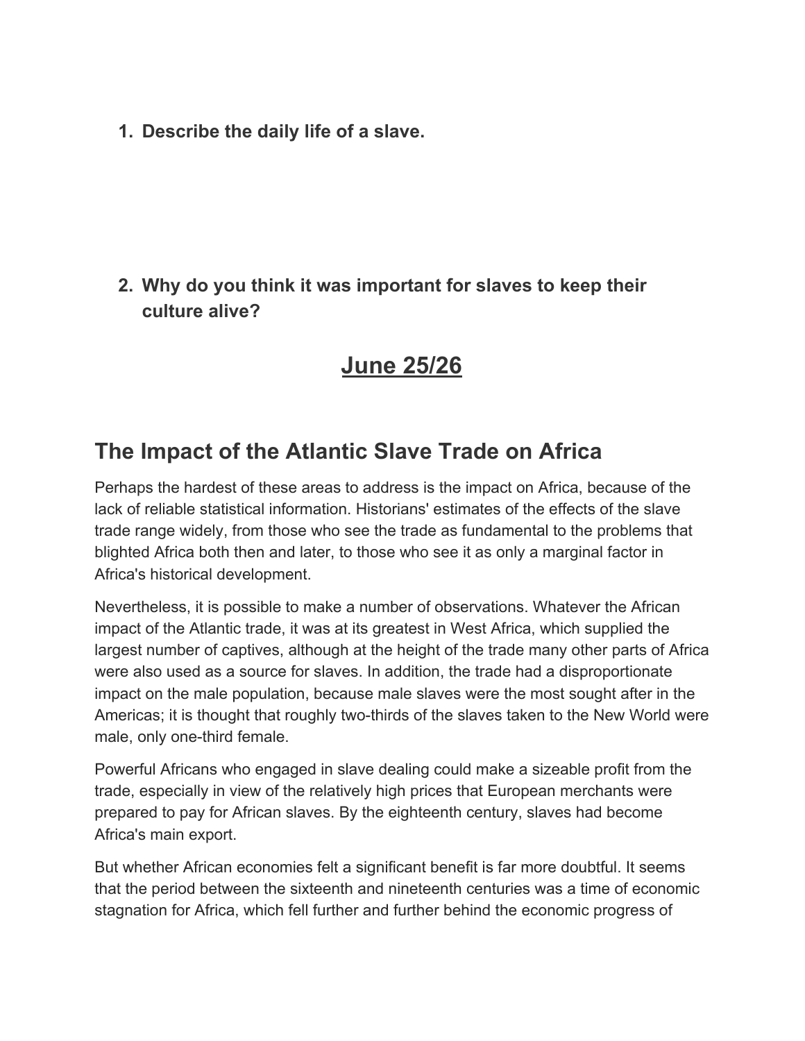1. **Describe the daily life of a slave.**

2. **Why do you think it was important for slaves to keep their culture alive?**

# June 25/26

## The Impact of the Atlantic Slave Trade on Africa

Perhaps the hardest of these areas to address is the impact on Africa, because of the lack of reliable statistical information. Historians' estimates of the effects of the slave trade range widely, from those who see the trade as fundamental to the problems that blighted Africa both then and later, to those who see it as only a marginal factor in Africa's historical development.

Nevertheless, it is possible to make a number of observations. Whatever the African impact of the Atlantic trade, it was at its greatest in West Africa, which supplied the largest number of captives, although at the height of the trade many other parts of Africa were also used as a source for slaves. In addition, the trade had a disproportionate impact on the male population, because male slaves were the most sought after in the Americas; it is thought that roughly two-thirds of the slaves taken to the New World were male, only one-third female.

Powerful Africans who engaged in slave dealing could make a sizeable profit from the trade, especially in view of the relatively high prices that European merchants were prepared to pay for African slaves. By the eighteenth century, slaves had become Africa's main export.

But whether African economies felt a significant benefit is far more doubtful. It seems that the period between the sixteenth and nineteenth centuries was a time of economic stagnation for Africa, which fell further and further behind the economic progress of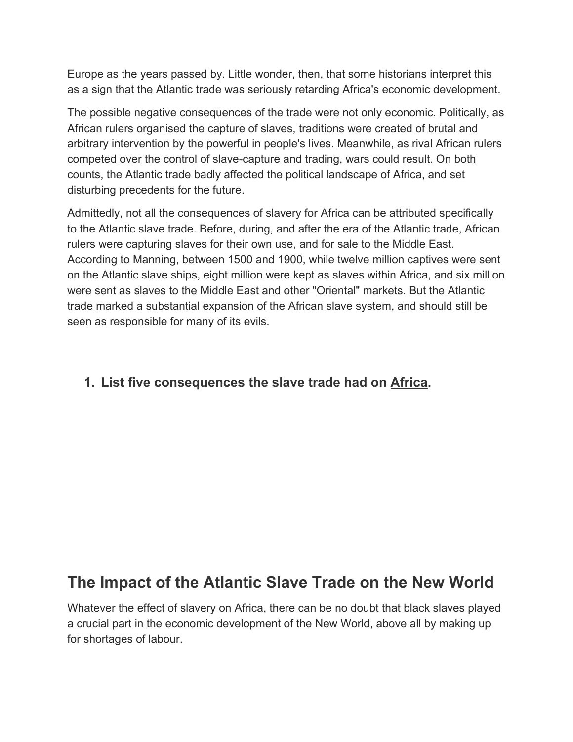Europe as the years passed by. Little wonder, then, that some historians interpret this as a sign that the Atlantic trade was seriously retarding Africa's economic development.

The possible negative consequences of the trade were not only economic. Politically, as African rulers organised the capture of slaves, traditions were created of brutal and arbitrary intervention by the powerful in people's lives. Meanwhile, as rival African rulers competed over the control of slave-capture and trading, wars could result. On both counts, the Atlantic trade badly affected the political landscape of Africa, and set disturbing precedents for the future.

Admittedly, not all the consequences of slavery for Africa can be attributed specifically to the Atlantic slave trade. Before, during, and after the era of the Atlantic trade, African rulers were capturing slaves for their own use, and for sale to the Middle East. According to Manning, between 1500 and 1900, while twelve million captives were sent on the Atlantic slave ships, eight million were kept as slaves within Africa, and six million were sent as slaves to the Middle East and other "Oriental" markets. But the Atlantic trade marked a substantial expansion of the African slave system, and should still be seen as responsible for many of its evils.

1. **List five consequences the slave trade had on <u>Africa</u>.**

## The Impact of the Atlantic Slave Trade on the New World

Whatever the effect of slavery on Africa, there can be no doubt that black slaves played a crucial part in the economic development of the New World, above all by making up for shortages of labour.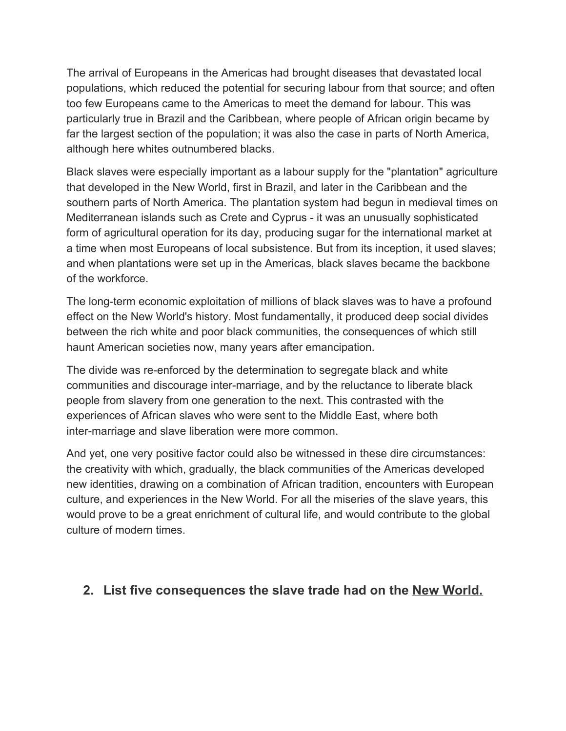The arrival of Europeans in the Americas had brought diseases that devastated local populations, which reduced the potential for securing labour from that source; and often too few Europeans came to the Americas to meet the demand for labour. This was particularly true in Brazil and the Caribbean, where people of African origin became by far the largest section of the population; it was also the case in parts of North America, although here whites outnumbered blacks.

Black slaves were especially important as a labour supply for the "plantation" agriculture that developed in the New World, first in Brazil, and later in the Caribbean and the southern parts of North America. The plantation system had begun in medieval times on Mediterranean islands such as Crete and Cyprus - it was an unusually sophisticated form of agricultural operation for its day, producing sugar for the international market at a time when most Europeans of local subsistence. But from its inception, it used slaves; and when plantations were set up in the Americas, black slaves became the backbone of the workforce.

The long-term economic exploitation of millions of black slaves was to have a profound effect on the New World's history. Most fundamentally, it produced deep social divides between the rich white and poor black communities, the consequences of which still haunt American societies now, many years after emancipation.

The divide was re-enforced by the determination to segregate black and white communities and discourage inter-marriage, and by the reluctance to liberate black people from slavery from one generation to the next. This contrasted with the experiences of African slaves who were sent to the Middle East, where both inter-marriage and slave liberation were more common.

And yet, one very positive factor could also be witnessed in these dire circumstances: the creativity with which, gradually, the black communities of the Americas developed new identities, drawing on a combination of African tradition, encounters with European culture, and experiences in the New World. For all the miseries of the slave years, this would prove to be a great enrichment of cultural life, and would contribute to the global culture of modern times.

### 2. List five consequences the slave trade had on the <u>New World.</u>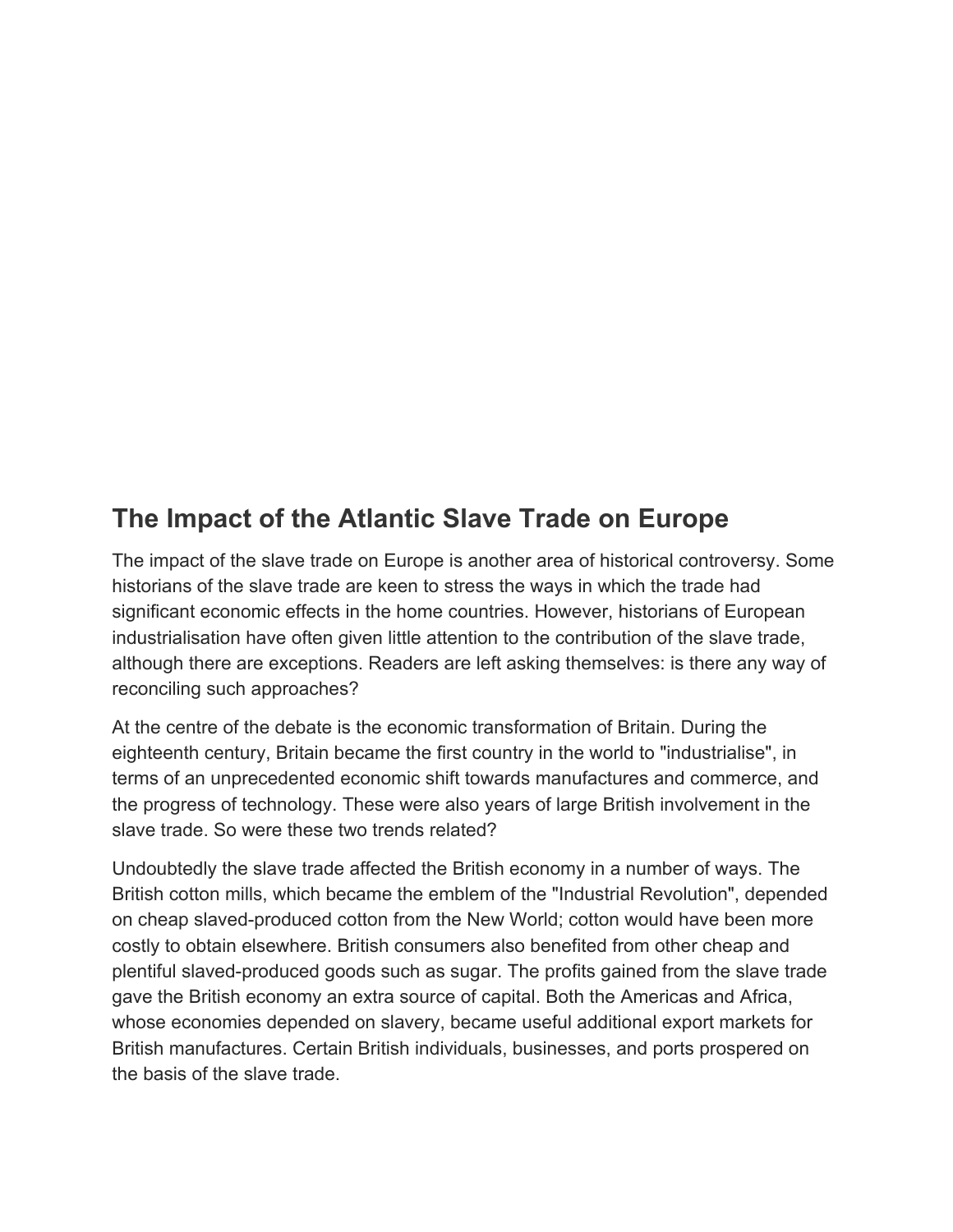## The Impact of the Atlantic Slave Trade on Europe

The impact of the slave trade on Europe is another area of historical controversy. Some historians of the slave trade are keen to stress the ways in which the trade had significant economic effects in the home countries. However, historians of European industrialisation have often given little attention to the contribution of the slave trade, although there are exceptions. Readers are left asking themselves: is there any way of reconciling such approaches?

At the centre of the debate is the economic transformation of Britain. During the eighteenth century, Britain became the first country in the world to "industrialise", in terms of an unprecedented economic shift towards manufactures and commerce, and the progress of technology. These were also years of large British involvement in the slave trade. So were these two trends related?

Undoubtedly the slave trade affected the British economy in a number of ways. The British cotton mills, which became the emblem of the "Industrial Revolution", depended on cheap slaved-produced cotton from the New World; cotton would have been more costly to obtain elsewhere. British consumers also benefited from other cheap and plentiful slaved-produced goods such as sugar. The profits gained from the slave trade gave the British economy an extra source of capital. Both the Americas and Africa, whose economies depended on slavery, became useful additional export markets for British manufactures. Certain British individuals, businesses, and ports prospered on the basis of the slave trade.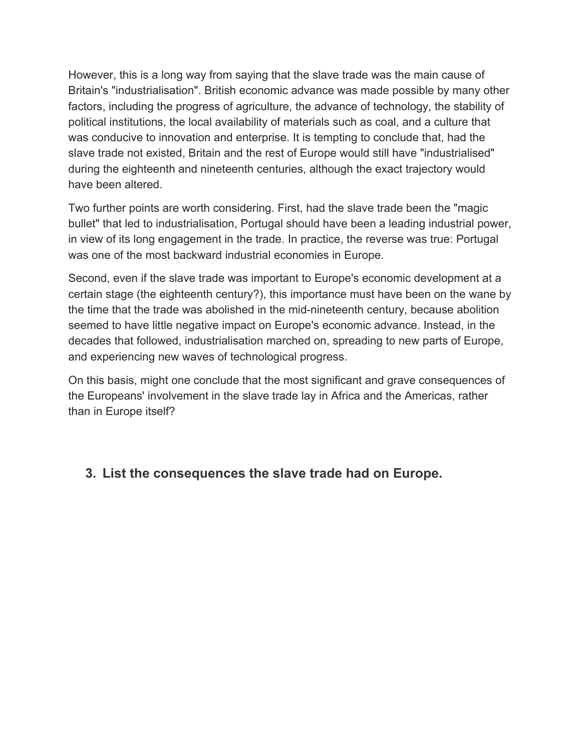However, this is a long way from saying that the slave trade was the main cause of Britain's "industrialisation". British economic advance was made possible by many other factors, including the progress of agriculture, the advance of technology, the stability of political institutions, the local availability of materials such as coal, and a culture that was conducive to innovation and enterprise. It is tempting to conclude that, had the slave trade not existed, Britain and the rest of Europe would still have "industrialised" during the eighteenth and nineteenth centuries, although the exact trajectory would have been altered.

Two further points are worth considering. First, had the slave trade been the "magic bullet" that led to industrialisation, Portugal should have been a leading industrial power, in view of its long engagement in the trade. In practice, the reverse was true: Portugal was one of the most backward industrial economies in Europe.

Second, even if the slave trade was important to Europe's economic development at a certain stage (the eighteenth century?), this importance must have been on the wane by the time that the trade was abolished in the mid-nineteenth century, because abolition seemed to have little negative impact on Europe's economic advance. Instead, in the decades that followed, industrialisation marched on, spreading to new parts of Europe, and experiencing new waves of technological progress.

On this basis, might one conclude that the most significant and grave consequences of the Europeans' involvement in the slave trade lay in Africa and the Americas, rather than in Europe itself?

### 3. List the consequences the slave trade had on Europe.